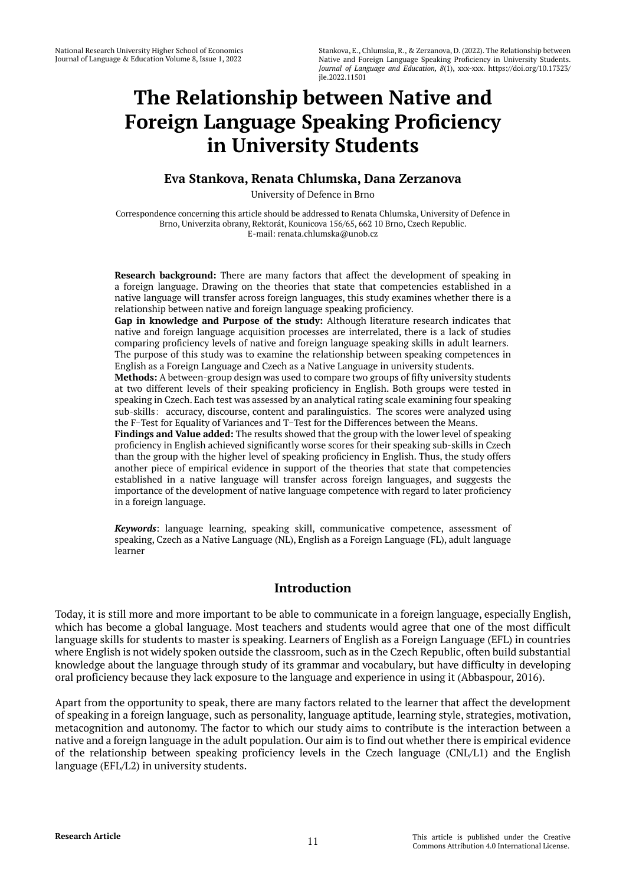# The Relationship between Native and Foreign Language Speaking Proficiency in University Students

**Eva Stankova, Renata Chlumska, Dana Zerzanova**

University of Defence in Brno

Correspondence concerning this article should be addressed to Renata Chlumska, University of Defence in Brno, Univerzita obrany, Rektorát, Kounicova 156/65, 662 10 Brno, Czech Republic.
E-mail: renata.chlumska@unob.cz

**Research background:** There are many factors that affect the development of speaking in a foreign language. Drawing on the theories that state that competencies established in a native language will transfer across foreign languages, this study examines whether there is a relationship between native and foreign language speaking proficiency.

**Gap in knowledge and Purpose of the study:** Although literature research indicates that native and foreign language acquisition processes are interrelated, there is a lack of studies comparing proficiency levels of native and foreign language speaking skills in adult learners. The purpose of this study was to examine the relationship between speaking competences in English as a Foreign Language and Czech as a Native Language in university students.

**Methods:** A between-group design was used to compare two groups of fifty university students at two different levels of their speaking proficiency in English. Both groups were tested in speaking in Czech. Each test was assessed by an analytical rating scale examining four speaking sub-skills: accuracy, discourse, content and paralinguistics. The scores were analyzed using the F–Test for Equality of Variances and T–Test for the Differences between the Means.

**Findings and Value added:** The results showed that the group with the lower level of speaking proficiency in English achieved significantly worse scores for their speaking sub-skills in Czech than the group with the higher level of speaking proficiency in English. Thus, the study offers another piece of empirical evidence in support of the theories that state that competencies established in a native language will transfer across foreign languages, and suggests the importance of the development of native language competence with regard to later proficiency in a foreign language.

***Keywords***: language learning, speaking skill, communicative competence, assessment of speaking, Czech as a Native Language (NL), English as a Foreign Language (FL), adult language learner

## Introduction

Today, it is still more and more important to be able to communicate in a foreign language, especially English, which has become a global language. Most teachers and students would agree that one of the most difficult language skills for students to master is speaking. Learners of English as a Foreign Language (EFL) in countries where English is not widely spoken outside the classroom, such as in the Czech Republic, often build substantial knowledge about the language through study of its grammar and vocabulary, but have difficulty in developing oral proficiency because they lack exposure to the language and experience in using it (Abbaspour, 2016).

Apart from the opportunity to speak, there are many factors related to the learner that affect the development of speaking in a foreign language, such as personality, language aptitude, learning style, strategies, motivation, metacognition and autonomy. The factor to which our study aims to contribute is the interaction between a native and a foreign language in the adult population. Our aim is to find out whether there is empirical evidence of the relationship between speaking proficiency levels in the Czech language (CNL/L1) and the English language (EFL/L2) in university students.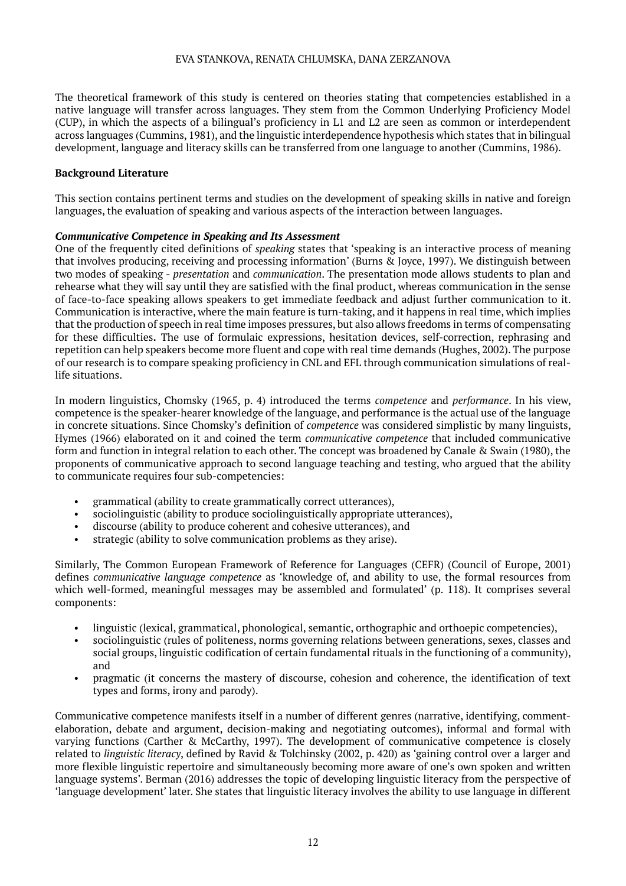The theoretical framework of this study is centered on theories stating that competencies established in a native language will transfer across languages. They stem from the Common Underlying Proficiency Model (CUP), in which the aspects of a bilingual's proficiency in L1 and L2 are seen as common or interdependent across languages (Cummins, 1981), and the linguistic interdependence hypothesis which states that in bilingual development, language and literacy skills can be transferred from one language to another (Cummins, 1986).

## Background Literature

This section contains pertinent terms and studies on the development of speaking skills in native and foreign languages, the evaluation of speaking and various aspects of the interaction between languages.

### *Communicative Competence in Speaking and Its Assessment*

One of the frequently cited definitions of *speaking* states that 'speaking is an interactive process of meaning that involves producing, receiving and processing information' (Burns & Joyce, 1997). We distinguish between two modes of speaking - *presentation* and *communication*. The presentation mode allows students to plan and rehearse what they will say until they are satisfied with the final product, whereas communication in the sense of face-to-face speaking allows speakers to get immediate feedback and adjust further communication to it. Communication is interactive, where the main feature is turn-taking, and it happens in real time, which implies that the production of speech in real time imposes pressures, but also allows freedoms in terms of compensating for these difficulties**.** The use of formulaic expressions, hesitation devices, self-correction, rephrasing and repetition can help speakers become more fluent and cope with real time demands (Hughes, 2002). The purpose of our research is to compare speaking proficiency in CNL and EFL through communication simulations of real-life situations.

In modern linguistics, Chomsky (1965, p. 4) introduced the terms *competence* and *performance*. In his view, competence is the speaker-hearer knowledge of the language, and performance is the actual use of the language in concrete situations. Since Chomsky's definition of *competence* was considered simplistic by many linguists, Hymes (1966) elaborated on it and coined the term *communicative competence* that included communicative form and function in integral relation to each other. The concept was broadened by Canale & Swain (1980), the proponents of communicative approach to second language teaching and testing, who argued that the ability to communicate requires four sub-competencies:

- grammatical (ability to create grammatically correct utterances),
- sociolinguistic (ability to produce sociolinguistically appropriate utterances),
- discourse (ability to produce coherent and cohesive utterances), and
- strategic (ability to solve communication problems as they arise).

Similarly, The Common European Framework of Reference for Languages (CEFR) (Council of Europe, 2001) defines *communicative language competence* as 'knowledge of, and ability to use, the formal resources from which well-formed, meaningful messages may be assembled and formulated' (p. 118). It comprises several components:

- linguistic (lexical, grammatical, phonological, semantic, orthographic and orthoepic competencies),
- sociolinguistic (rules of politeness, norms governing relations between generations, sexes, classes and social groups, linguistic codification of certain fundamental rituals in the functioning of a community), and
- pragmatic (it concerns the mastery of discourse, cohesion and coherence, the identification of text types and forms, irony and parody).

Communicative competence manifests itself in a number of different genres (narrative, identifying, comment-elaboration, debate and argument, decision-making and negotiating outcomes), informal and formal with varying functions (Carther & McCarthy, 1997). The development of communicative competence is closely related to *linguistic literacy*, defined by Ravid & Tolchinsky (2002, p. 420) as 'gaining control over a larger and more flexible linguistic repertoire and simultaneously becoming more aware of one's own spoken and written language systems'. Berman (2016) addresses the topic of developing linguistic literacy from the perspective of 'language development' later. She states that linguistic literacy involves the ability to use language in different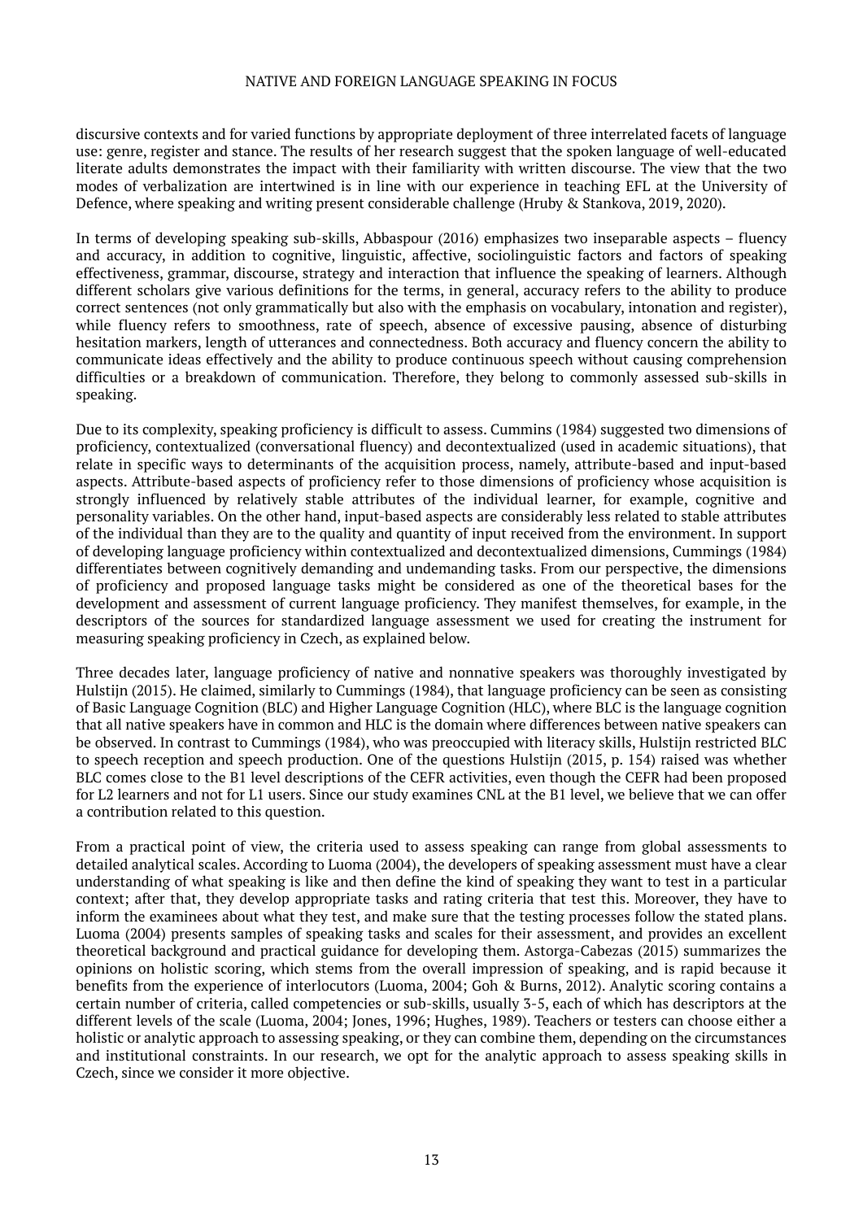discursive contexts and for varied functions by appropriate deployment of three interrelated facets of language use: genre, register and stance. The results of her research suggest that the spoken language of well-educated literate adults demonstrates the impact with their familiarity with written discourse. The view that the two modes of verbalization are intertwined is in line with our experience in teaching EFL at the University of Defence, where speaking and writing present considerable challenge (Hruby & Stankova, 2019, 2020).

In terms of developing speaking sub-skills, Abbaspour (2016) emphasizes two inseparable aspects – fluency and accuracy, in addition to cognitive, linguistic, affective, sociolinguistic factors and factors of speaking effectiveness, grammar, discourse, strategy and interaction that influence the speaking of learners. Although different scholars give various definitions for the terms, in general, accuracy refers to the ability to produce correct sentences (not only grammatically but also with the emphasis on vocabulary, intonation and register), while fluency refers to smoothness, rate of speech, absence of excessive pausing, absence of disturbing hesitation markers, length of utterances and connectedness. Both accuracy and fluency concern the ability to communicate ideas effectively and the ability to produce continuous speech without causing comprehension difficulties or a breakdown of communication. Therefore, they belong to commonly assessed sub-skills in speaking.

Due to its complexity, speaking proficiency is difficult to assess. Cummins (1984) suggested two dimensions of proficiency, contextualized (conversational fluency) and decontextualized (used in academic situations), that relate in specific ways to determinants of the acquisition process, namely, attribute-based and input-based aspects. Attribute-based aspects of proficiency refer to those dimensions of proficiency whose acquisition is strongly influenced by relatively stable attributes of the individual learner, for example, cognitive and personality variables. On the other hand, input-based aspects are considerably less related to stable attributes of the individual than they are to the quality and quantity of input received from the environment. In support of developing language proficiency within contextualized and decontextualized dimensions, Cummins (1984) differentiates between cognitively demanding and undemanding tasks. From our perspective, the dimensions of proficiency and proposed language tasks might be considered as one of the theoretical bases for the development and assessment of current language proficiency. They manifest themselves, for example, in the descriptors of the sources for standardized language assessment we used for creating the instrument for measuring speaking proficiency in Czech, as explained below.

Three decades later, language proficiency of native and nonnative speakers was thoroughly investigated by Hulstijn (2015). He claimed, similarly to Cummings (1984), that language proficiency can be seen as consisting of Basic Language Cognition (BLC) and Higher Language Cognition (HLC), where BLC is the language cognition that all native speakers have in common and HLC is the domain where differences between native speakers can be observed. In contrast to Cummings (1984), who was preoccupied with literacy skills, Hulstijn restricted BLC to speech reception and speech production. One of the questions Hulstijn (2015, p. 154) raised was whether BLC comes close to the B1 level descriptions of the CEFR activities, even though the CEFR had been proposed for L2 learners and not for L1 users. Since our study examines CNL at the B1 level, we believe that we can offer a contribution related to this question.

From a practical point of view, the criteria used to assess speaking can range from global assessments to detailed analytical scales. According to Luoma (2004), the developers of speaking assessment must have a clear understanding of what speaking is like and then define the kind of speaking they want to test in a particular context; after that, they develop appropriate tasks and rating criteria that test this. Moreover, they have to inform the examinees about what they test, and make sure that the testing processes follow the stated plans. Luoma (2004) presents samples of speaking tasks and scales for their assessment, and provides an excellent theoretical background and practical guidance for developing them. Astorga-Cabezas (2015) summarizes the opinions on holistic scoring, which stems from the overall impression of speaking, and is rapid because it benefits from the experience of interlocutors (Luoma, 2004; Goh & Burns, 2012). Analytic scoring contains a certain number of criteria, called competencies or sub-skills, usually 3-5, each of which has descriptors at the different levels of the scale (Luoma, 2004; Jones, 1996; Hughes, 1989). Teachers or testers can choose either a holistic or analytic approach to assessing speaking, or they can combine them, depending on the circumstances and institutional constraints. In our research, we opt for the analytic approach to assess speaking skills in Czech, since we consider it more objective.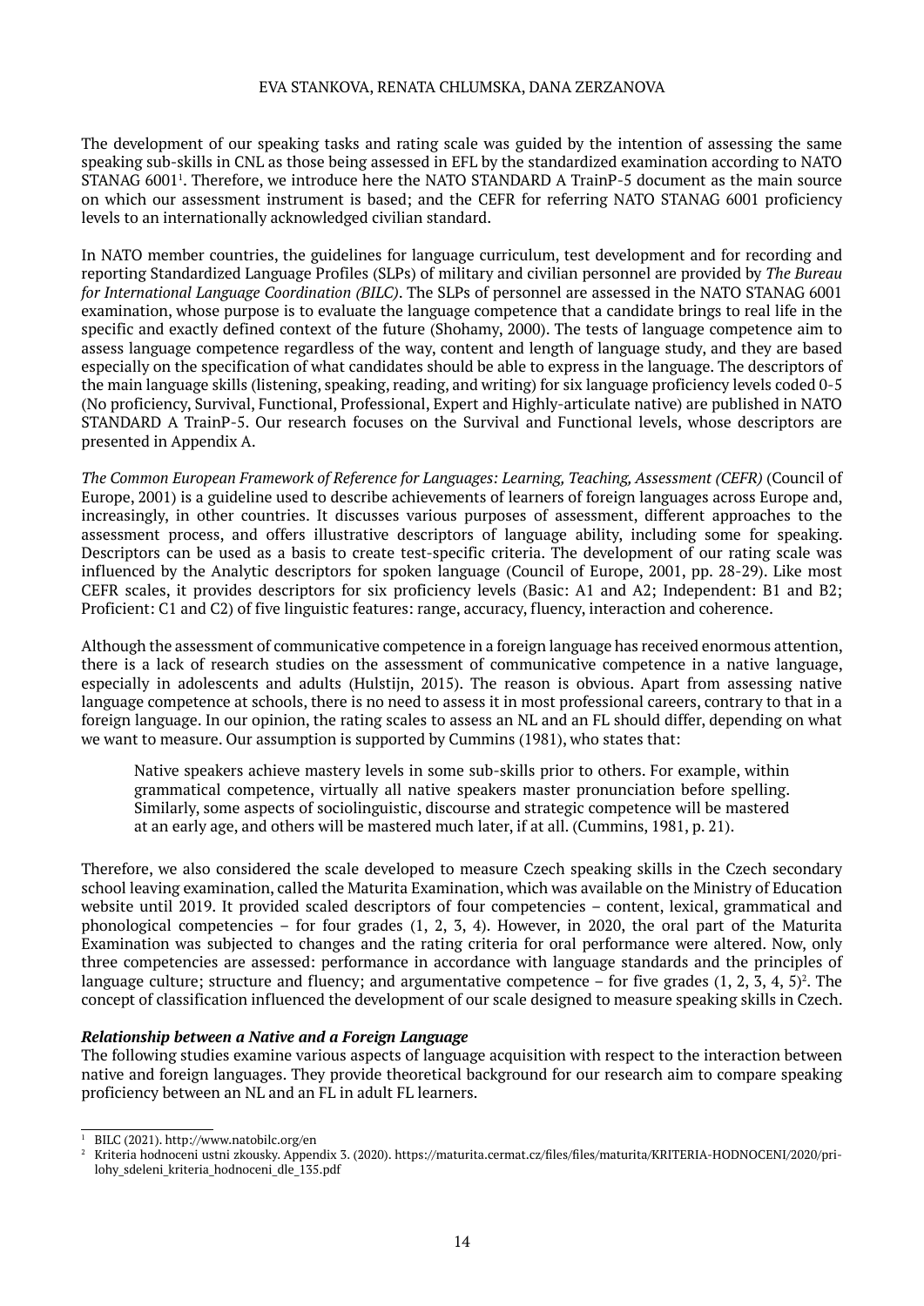The development of our speaking tasks and rating scale was guided by the intention of assessing the same speaking sub-skills in CNL as those being assessed in EFL by the standardized examination according to NATO STANAG 6001[1]. Therefore, we introduce here the NATO STANDARD A TrainP-5 document as the main source on which our assessment instrument is based; and the CEFR for referring NATO STANAG 6001 proficiency levels to an internationally acknowledged civilian standard.

In NATO member countries, the guidelines for language curriculum, test development and for recording and reporting Standardized Language Profiles (SLPs) of military and civilian personnel are provided by *The Bureau for International Language Coordination (BILC)*. The SLPs of personnel are assessed in the NATO STANAG 6001 examination, whose purpose is to evaluate the language competence that a candidate brings to real life in the specific and exactly defined context of the future (Shohamy, 2000). The tests of language competence aim to assess language competence regardless of the way, content and length of language study, and they are based especially on the specification of what candidates should be able to express in the language. The descriptors of the main language skills (listening, speaking, reading, and writing) for six language proficiency levels coded 0-5 (No proficiency, Survival, Functional, Professional, Expert and Highly-articulate native) are published in NATO STANDARD A TrainP-5. Our research focuses on the Survival and Functional levels, whose descriptors are presented in Appendix A.

*The Common European Framework of Reference for Languages: Learning, Teaching, Assessment (CEFR)* (Council of Europe, 2001) is a guideline used to describe achievements of learners of foreign languages across Europe and, increasingly, in other countries. It discusses various purposes of assessment, different approaches to the assessment process, and offers illustrative descriptors of language ability, including some for speaking. Descriptors can be used as a basis to create test-specific criteria. The development of our rating scale was influenced by the Analytic descriptors for spoken language (Council of Europe, 2001, pp. 28-29). Like most CEFR scales, it provides descriptors for six proficiency levels (Basic: A1 and A2; Independent: B1 and B2; Proficient: C1 and C2) of five linguistic features: range, accuracy, fluency, interaction and coherence.

Although the assessment of communicative competence in a foreign language has received enormous attention, there is a lack of research studies on the assessment of communicative competence in a native language, especially in adolescents and adults (Hulstijn, 2015). The reason is obvious. Apart from assessing native language competence at schools, there is no need to assess it in most professional careers, contrary to that in a foreign language. In our opinion, the rating scales to assess an NL and an FL should differ, depending on what we want to measure. Our assumption is supported by Cummins (1981), who states that:

> Native speakers achieve mastery levels in some sub-skills prior to others. For example, within grammatical competence, virtually all native speakers master pronunciation before spelling. Similarly, some aspects of sociolinguistic, discourse and strategic competence will be mastered at an early age, and others will be mastered much later, if at all. (Cummins, 1981, p. 21).

Therefore, we also considered the scale developed to measure Czech speaking skills in the Czech secondary school leaving examination, called the Maturita Examination, which was available on the Ministry of Education website until 2019. It provided scaled descriptors of four competencies – content, lexical, grammatical and phonological competencies – for four grades (1, 2, 3, 4). However, in 2020, the oral part of the Maturita Examination was subjected to changes and the rating criteria for oral performance were altered. Now, only three competencies are assessed: performance in accordance with language standards and the principles of language culture; structure and fluency; and argumentative competence – for five grades (1, 2, 3, 4, 5)[2]. The concept of classification influenced the development of our scale designed to measure speaking skills in Czech.

***Relationship between a Native and a Foreign Language***

The following studies examine various aspects of language acquisition with respect to the interaction between native and foreign languages. They provide theoretical background for our research aim to compare speaking proficiency between an NL and an FL in adult FL learners.

---

[1] BILC (2021). http://www.natobilc.org/en

[2] Kriteria hodnoceni ustni zkousky. Appendix 3. (2020). https://maturita.cermat.cz/files/files/maturita/KRITERIA-HODNOCENI/2020/prilohy_sdeleni_kriteria_hodnoceni_dle_135.pdf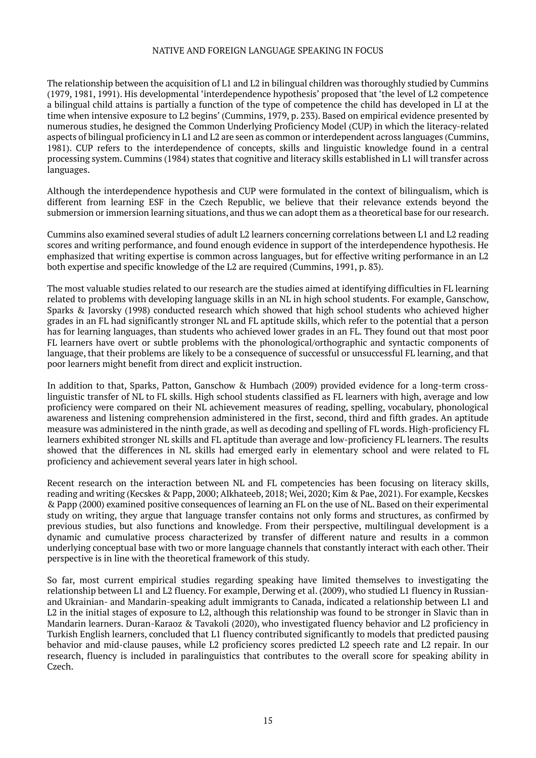The relationship between the acquisition of L1 and L2 in bilingual children was thoroughly studied by Cummins (1979, 1981, 1991). His developmental 'interdependence hypothesis' proposed that 'the level of L2 competence a bilingual child attains is partially a function of the type of competence the child has developed in LI at the time when intensive exposure to L2 begins' (Cummins, 1979, p. 233). Based on empirical evidence presented by numerous studies, he designed the Common Underlying Proficiency Model (CUP) in which the literacy-related aspects of bilingual proficiency in L1 and L2 are seen as common or interdependent across languages (Cummins, 1981). CUP refers to the interdependence of concepts, skills and linguistic knowledge found in a central processing system. Cummins (1984) states that cognitive and literacy skills established in L1 will transfer across languages.

Although the interdependence hypothesis and CUP were formulated in the context of bilingualism, which is different from learning ESF in the Czech Republic, we believe that their relevance extends beyond the submersion or immersion learning situations, and thus we can adopt them as a theoretical base for our research.

Cummins also examined several studies of adult L2 learners concerning correlations between L1 and L2 reading scores and writing performance, and found enough evidence in support of the interdependence hypothesis. He emphasized that writing expertise is common across languages, but for effective writing performance in an L2 both expertise and specific knowledge of the L2 are required (Cummins, 1991, p. 83).

The most valuable studies related to our research are the studies aimed at identifying difficulties in FL learning related to problems with developing language skills in an NL in high school students. For example, Ganschow, Sparks & Javorsky (1998) conducted research which showed that high school students who achieved higher grades in an FL had significantly stronger NL and FL aptitude skills, which refer to the potential that a person has for learning languages, than students who achieved lower grades in an FL. They found out that most poor FL learners have overt or subtle problems with the phonological/orthographic and syntactic components of language, that their problems are likely to be a consequence of successful or unsuccessful FL learning, and that poor learners might benefit from direct and explicit instruction.

In addition to that, Sparks, Patton, Ganschow & Humbach (2009) provided evidence for a long-term cross-linguistic transfer of NL to FL skills. High school students classified as FL learners with high, average and low proficiency were compared on their NL achievement measures of reading, spelling, vocabulary, phonological awareness and listening comprehension administered in the first, second, third and fifth grades. An aptitude measure was administered in the ninth grade, as well as decoding and spelling of FL words. High-proficiency FL learners exhibited stronger NL skills and FL aptitude than average and low-proficiency FL learners. The results showed that the differences in NL skills had emerged early in elementary school and were related to FL proficiency and achievement several years later in high school.

Recent research on the interaction between NL and FL competencies has been focusing on literacy skills, reading and writing (Kecskes & Papp, 2000; Alkhateeb, 2018; Wei, 2020; Kim & Pae, 2021). For example, Kecskes & Papp (2000) examined positive consequences of learning an FL on the use of NL. Based on their experimental study on writing, they argue that language transfer contains not only forms and structures, as confirmed by previous studies, but also functions and knowledge. From their perspective, multilingual development is a dynamic and cumulative process characterized by transfer of different nature and results in a common underlying conceptual base with two or more language channels that constantly interact with each other. Their perspective is in line with the theoretical framework of this study.

So far, most current empirical studies regarding speaking have limited themselves to investigating the relationship between L1 and L2 fluency. For example, Derwing et al. (2009), who studied L1 fluency in Russian- and Ukrainian- and Mandarin-speaking adult immigrants to Canada, indicated a relationship between L1 and L2 in the initial stages of exposure to L2, although this relationship was found to be stronger in Slavic than in Mandarin learners. Duran-Karaoz & Tavakoli (2020), who investigated fluency behavior and L2 proficiency in Turkish English learners, concluded that L1 fluency contributed significantly to models that predicted pausing behavior and mid-clause pauses, while L2 proficiency scores predicted L2 speech rate and L2 repair. In our research, fluency is included in paralinguistics that contributes to the overall score for speaking ability in Czech.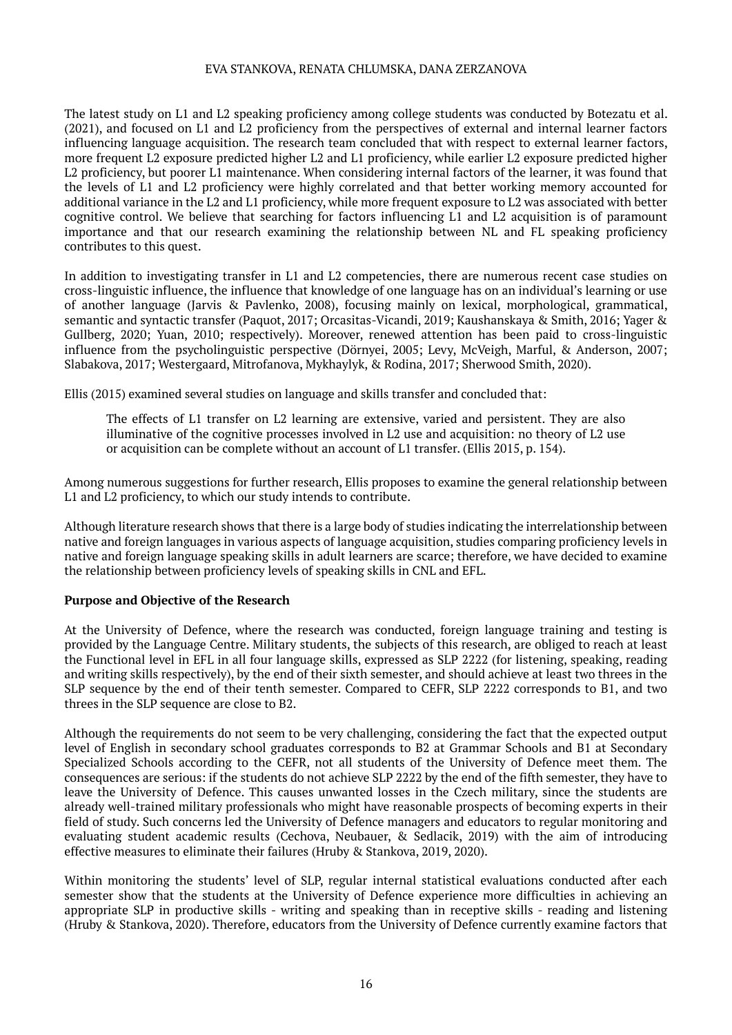The latest study on L1 and L2 speaking proficiency among college students was conducted by Botezatu et al. (2021), and focused on L1 and L2 proficiency from the perspectives of external and internal learner factors influencing language acquisition. The research team concluded that with respect to external learner factors, more frequent L2 exposure predicted higher L2 and L1 proficiency, while earlier L2 exposure predicted higher L2 proficiency, but poorer L1 maintenance. When considering internal factors of the learner, it was found that the levels of L1 and L2 proficiency were highly correlated and that better working memory accounted for additional variance in the L2 and L1 proficiency, while more frequent exposure to L2 was associated with better cognitive control. We believe that searching for factors influencing L1 and L2 acquisition is of paramount importance and that our research examining the relationship between NL and FL speaking proficiency contributes to this quest.

In addition to investigating transfer in L1 and L2 competencies, there are numerous recent case studies on cross-linguistic influence, the influence that knowledge of one language has on an individual's learning or use of another language (Jarvis & Pavlenko, 2008), focusing mainly on lexical, morphological, grammatical, semantic and syntactic transfer (Paquot, 2017; Orcasitas-Vicandi, 2019; Kaushanskaya & Smith, 2016; Yager & Gullberg, 2020; Yuan, 2010; respectively). Moreover, renewed attention has been paid to cross-linguistic influence from the psycholinguistic perspective (Dörnyei, 2005; Levy, McVeigh, Marful, & Anderson, 2007; Slabakova, 2017; Westergaard, Mitrofanova, Mykhaylyk, & Rodina, 2017; Sherwood Smith, 2020).

Ellis (2015) examined several studies on language and skills transfer and concluded that:

> The effects of L1 transfer on L2 learning are extensive, varied and persistent. They are also illuminative of the cognitive processes involved in L2 use and acquisition: no theory of L2 use or acquisition can be complete without an account of L1 transfer. (Ellis 2015, p. 154).

Among numerous suggestions for further research, Ellis proposes to examine the general relationship between L1 and L2 proficiency, to which our study intends to contribute.

Although literature research shows that there is a large body of studies indicating the interrelationship between native and foreign languages in various aspects of language acquisition, studies comparing proficiency levels in native and foreign language speaking skills in adult learners are scarce; therefore, we have decided to examine the relationship between proficiency levels of speaking skills in CNL and EFL.

**Purpose and Objective of the Research**

At the University of Defence, where the research was conducted, foreign language training and testing is provided by the Language Centre. Military students, the subjects of this research, are obliged to reach at least the Functional level in EFL in all four language skills, expressed as SLP 2222 (for listening, speaking, reading and writing skills respectively), by the end of their sixth semester, and should achieve at least two threes in the SLP sequence by the end of their tenth semester. Compared to CEFR, SLP 2222 corresponds to B1, and two threes in the SLP sequence are close to B2.

Although the requirements do not seem to be very challenging, considering the fact that the expected output level of English in secondary school graduates corresponds to B2 at Grammar Schools and B1 at Secondary Specialized Schools according to the CEFR, not all students of the University of Defence meet them. The consequences are serious: if the students do not achieve SLP 2222 by the end of the fifth semester, they have to leave the University of Defence. This causes unwanted losses in the Czech military, since the students are already well-trained military professionals who might have reasonable prospects of becoming experts in their field of study. Such concerns led the University of Defence managers and educators to regular monitoring and evaluating student academic results (Cechova, Neubauer, & Sedlacik, 2019) with the aim of introducing effective measures to eliminate their failures (Hruby & Stankova, 2019, 2020).

Within monitoring the students' level of SLP, regular internal statistical evaluations conducted after each semester show that the students at the University of Defence experience more difficulties in achieving an appropriate SLP in productive skills - writing and speaking than in receptive skills - reading and listening (Hruby & Stankova, 2020). Therefore, educators from the University of Defence currently examine factors that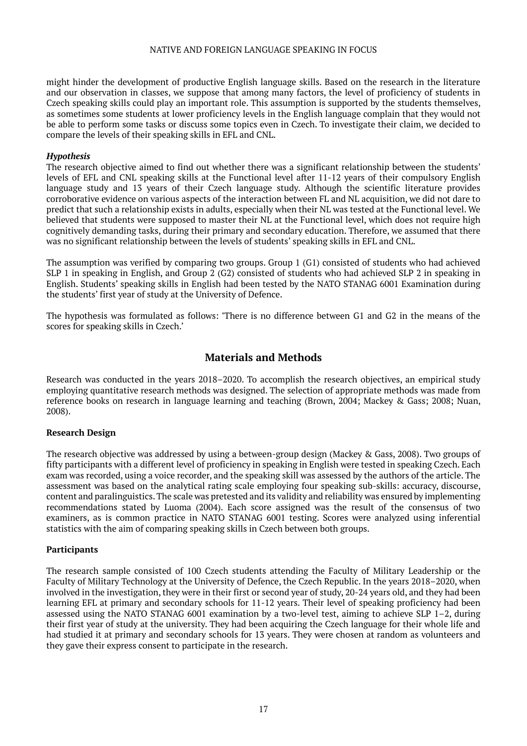might hinder the development of productive English language skills. Based on the research in the literature and our observation in classes, we suppose that among many factors, the level of proficiency of students in Czech speaking skills could play an important role. This assumption is supported by the students themselves, as sometimes some students at lower proficiency levels in the English language complain that they would not be able to perform some tasks or discuss some topics even in Czech. To investigate their claim, we decided to compare the levels of their speaking skills in EFL and CNL.

### *Hypothesis*

The research objective aimed to find out whether there was a significant relationship between the students' levels of EFL and CNL speaking skills at the Functional level after 11-12 years of their compulsory English language study and 13 years of their Czech language study. Although the scientific literature provides corroborative evidence on various aspects of the interaction between FL and NL acquisition, we did not dare to predict that such a relationship exists in adults, especially when their NL was tested at the Functional level. We believed that students were supposed to master their NL at the Functional level, which does not require high cognitively demanding tasks, during their primary and secondary education. Therefore, we assumed that there was no significant relationship between the levels of students' speaking skills in EFL and CNL.

The assumption was verified by comparing two groups. Group 1 (G1) consisted of students who had achieved SLP 1 in speaking in English, and Group 2 (G2) consisted of students who had achieved SLP 2 in speaking in English. Students' speaking skills in English had been tested by the NATO STANAG 6001 Examination during the students' first year of study at the University of Defence.

The hypothesis was formulated as follows: 'There is no difference between G1 and G2 in the means of the scores for speaking skills in Czech.'

## Materials and Methods

Research was conducted in the years 2018–2020. To accomplish the research objectives, an empirical study employing quantitative research methods was designed. The selection of appropriate methods was made from reference books on research in language learning and teaching (Brown, 2004; Mackey & Gass; 2008; Nuan, 2008).

### Research Design

The research objective was addressed by using a between-group design (Mackey & Gass, 2008). Two groups of fifty participants with a different level of proficiency in speaking in English were tested in speaking Czech. Each exam was recorded, using a voice recorder, and the speaking skill was assessed by the authors of the article. The assessment was based on the analytical rating scale employing four speaking sub-skills: accuracy, discourse, content and paralinguistics. The scale was pretested and its validity and reliability was ensured by implementing recommendations stated by Luoma (2004). Each score assigned was the result of the consensus of two examiners, as is common practice in NATO STANAG 6001 testing. Scores were analyzed using inferential statistics with the aim of comparing speaking skills in Czech between both groups.

### Participants

The research sample consisted of 100 Czech students attending the Faculty of Military Leadership or the Faculty of Military Technology at the University of Defence, the Czech Republic. In the years 2018–2020, when involved in the investigation, they were in their first or second year of study, 20-24 years old, and they had been learning EFL at primary and secondary schools for 11-12 years. Their level of speaking proficiency had been assessed using the NATO STANAG 6001 examination by a two-level test, aiming to achieve SLP 1–2, during their first year of study at the university. They had been acquiring the Czech language for their whole life and had studied it at primary and secondary schools for 13 years. They were chosen at random as volunteers and they gave their express consent to participate in the research.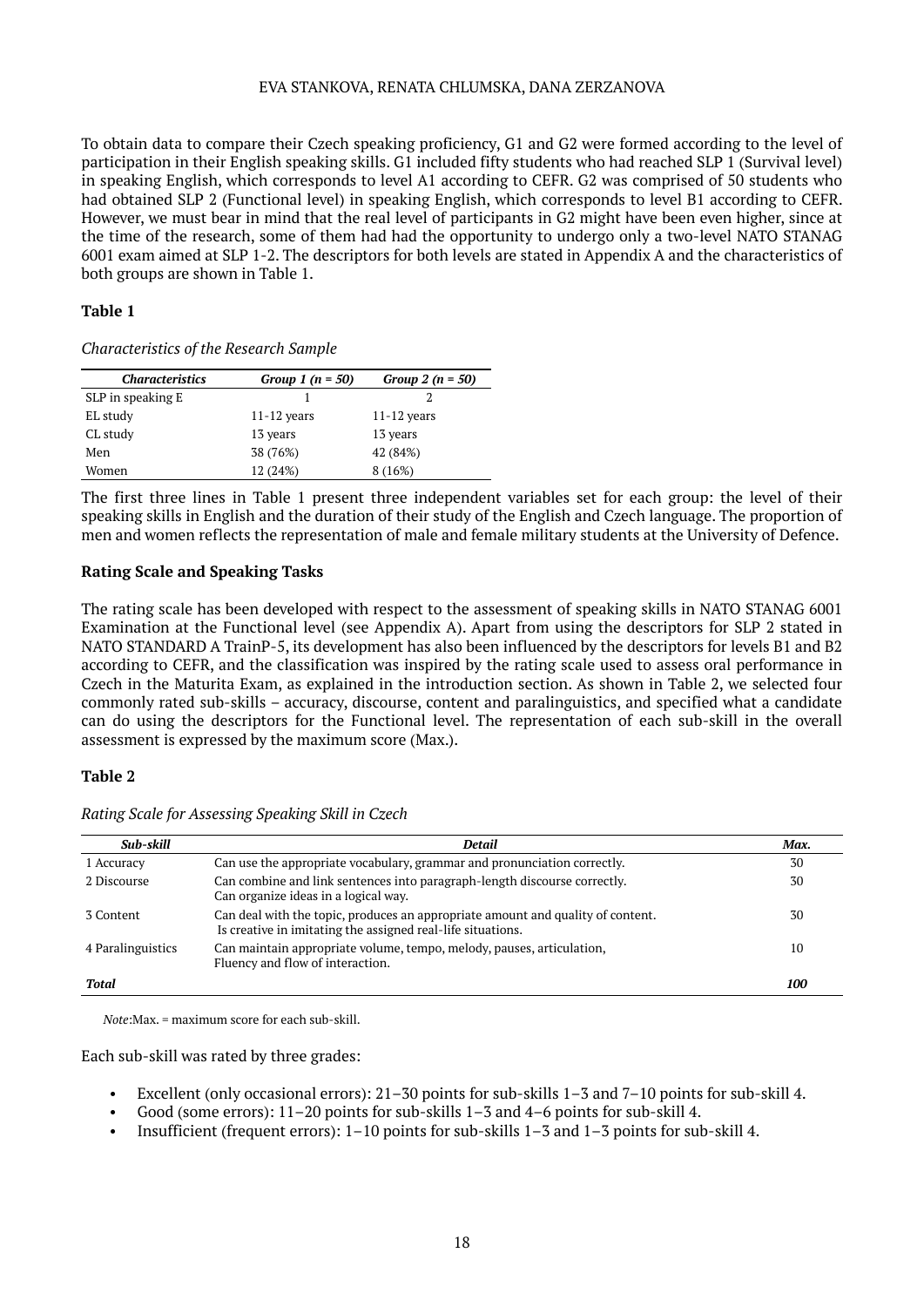To obtain data to compare their Czech speaking proficiency, G1 and G2 were formed according to the level of participation in their English speaking skills. G1 included fifty students who had reached SLP 1 (Survival level) in speaking English, which corresponds to level A1 according to CEFR. G2 was comprised of 50 students who had obtained SLP 2 (Functional level) in speaking English, which corresponds to level B1 according to CEFR. However, we must bear in mind that the real level of participants in G2 might have been even higher, since at the time of the research, some of them had had the opportunity to undergo only a two-level NATO STANAG 6001 exam aimed at SLP 1-2. The descriptors for both levels are stated in Appendix A and the characteristics of both groups are shown in Table 1.

**Table 1**

*Characteristics of the Research Sample*

| *Characteristics* | *Group 1 (n = 50)* | *Group 2 (n = 50)* |
|---|---|---|
| SLP in speaking E | 1 | 2 |
| EL study | 11-12 years | 11-12 years |
| CL study | 13 years | 13 years |
| Men | 38 (76%) | 42 (84%) |
| Women | 12 (24%) | 8 (16%) |

The first three lines in Table 1 present three independent variables set for each group: the level of their speaking skills in English and the duration of their study of the English and Czech language. The proportion of men and women reflects the representation of male and female military students at the University of Defence.

### Rating Scale and Speaking Tasks

The rating scale has been developed with respect to the assessment of speaking skills in NATO STANAG 6001 Examination at the Functional level (see Appendix A). Apart from using the descriptors for SLP 2 stated in NATO STANDARD A TrainP-5, its development has also been influenced by the descriptors for levels B1 and B2 according to CEFR, and the classification was inspired by the rating scale used to assess oral performance in Czech in the Maturita Exam, as explained in the introduction section. As shown in Table 2, we selected four commonly rated sub-skills – accuracy, discourse, content and paralinguistics, and specified what a candidate can do using the descriptors for the Functional level. The representation of each sub-skill in the overall assessment is expressed by the maximum score (Max.).

**Table 2**

*Rating Scale for Assessing Speaking Skill in Czech*

| *Sub-skill* | *Detail* | *Max.* |
|---|---|---|
| 1 Accuracy | Can use the appropriate vocabulary, grammar and pronunciation correctly. | 30 |
| 2 Discourse | Can combine and link sentences into paragraph-length discourse correctly. Can organize ideas in a logical way. | 30 |
| 3 Content | Can deal with the topic, produces an appropriate amount and quality of content. Is creative in imitating the assigned real-life situations. | 30 |
| 4 Paralinguistics | Can maintain appropriate volume, tempo, melody, pauses, articulation, Fluency and flow of interaction. | 10 |
| ***Total*** | | ***100*** |

*Note*:Max. = maximum score for each sub-skill.

Each sub-skill was rated by three grades:

- Excellent (only occasional errors): 21–30 points for sub-skills 1–3 and 7–10 points for sub-skill 4.
- Good (some errors): 11–20 points for sub-skills 1–3 and 4–6 points for sub-skill 4.
- Insufficient (frequent errors): 1–10 points for sub-skills 1–3 and 1–3 points for sub-skill 4.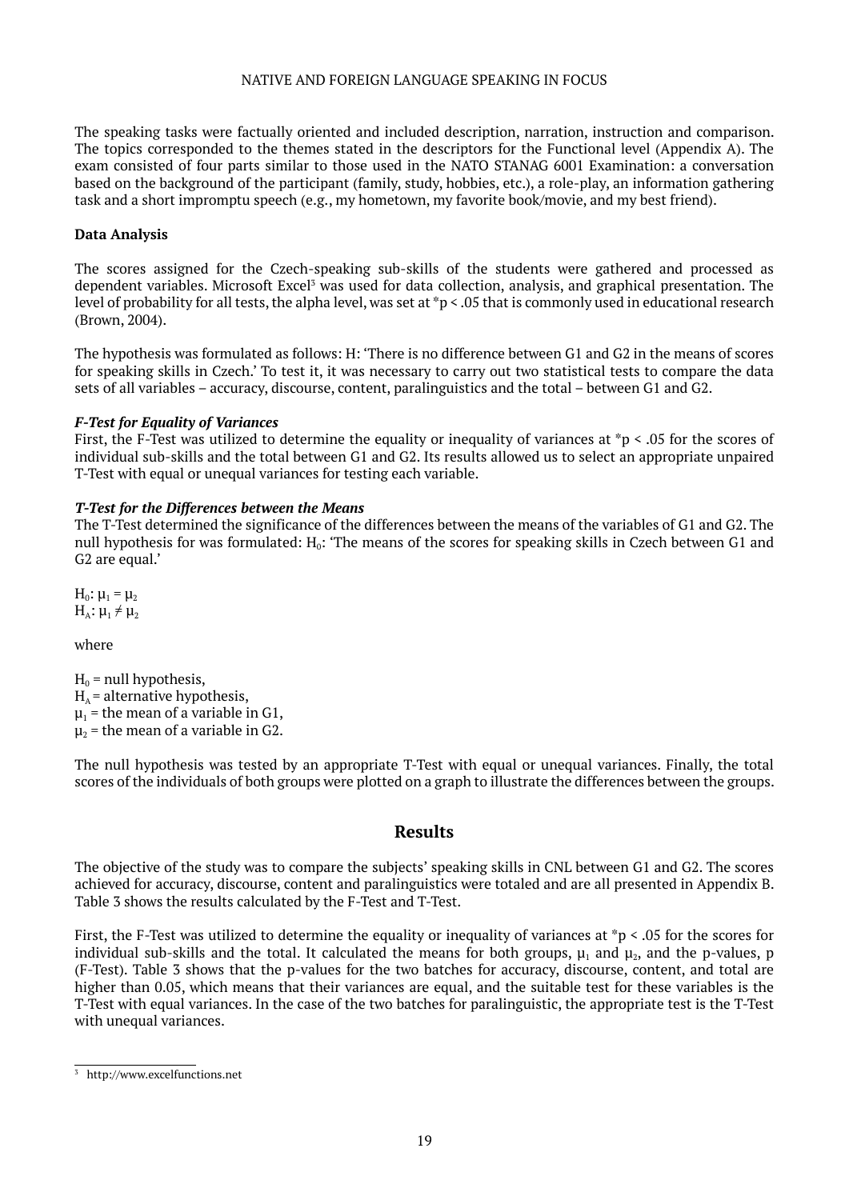The speaking tasks were factually oriented and included description, narration, instruction and comparison. The topics corresponded to the themes stated in the descriptors for the Functional level (Appendix A). The exam consisted of four parts similar to those used in the NATO STANAG 6001 Examination: a conversation based on the background of the participant (family, study, hobbies, etc.), a role-play, an information gathering task and a short impromptu speech (e.g., my hometown, my favorite book/movie, and my best friend).

### Data Analysis

The scores assigned for the Czech-speaking sub-skills of the students were gathered and processed as dependent variables. Microsoft Excel[3] was used for data collection, analysis, and graphical presentation. The level of probability for all tests, the alpha level, was set at *$p < .05$ that is commonly used in educational research (Brown, 2004).

The hypothesis was formulated as follows: H: 'There is no difference between G1 and G2 in the means of scores for speaking skills in Czech.' To test it, it was necessary to carry out two statistical tests to compare the data sets of all variables – accuracy, discourse, content, paralinguistics and the total – between G1 and G2.

#### *F-Test for Equality of Variances*

First, the F-Test was utilized to determine the equality or inequality of variances at *$p < .05$ for the scores of individual sub-skills and the total between G1 and G2. Its results allowed us to select an appropriate unpaired T-Test with equal or unequal variances for testing each variable.

#### *T-Test for the Differences between the Means*

The T-Test determined the significance of the differences between the means of the variables of G1 and G2. The null hypothesis for was formulated: $H_0$: 'The means of the scores for speaking skills in Czech between G1 and G2 are equal.'

$H_0$: $\mu_1 = \mu_2$
$H_A$: $\mu_1 \neq \mu_2$

where

$H_0$ = null hypothesis,
$H_A$ = alternative hypothesis,
$\mu_1$ = the mean of a variable in G1,
$\mu_2$ = the mean of a variable in G2.

The null hypothesis was tested by an appropriate T-Test with equal or unequal variances. Finally, the total scores of the individuals of both groups were plotted on a graph to illustrate the differences between the groups.

## Results

The objective of the study was to compare the subjects' speaking skills in CNL between G1 and G2. The scores achieved for accuracy, discourse, content and paralinguistics were totaled and are all presented in Appendix B. Table 3 shows the results calculated by the F-Test and T-Test.

First, the F-Test was utilized to determine the equality or inequality of variances at *$p < .05$ for the scores for individual sub-skills and the total. It calculated the means for both groups, $\mu_1$ and $\mu_2$, and the p-values, p (F-Test). Table 3 shows that the p-values for the two batches for accuracy, discourse, content, and total are higher than 0.05, which means that their variances are equal, and the suitable test for these variables is the T-Test with equal variances. In the case of the two batches for paralinguistic, the appropriate test is the T-Test with unequal variances.

[3] http://www.excelfunctions.net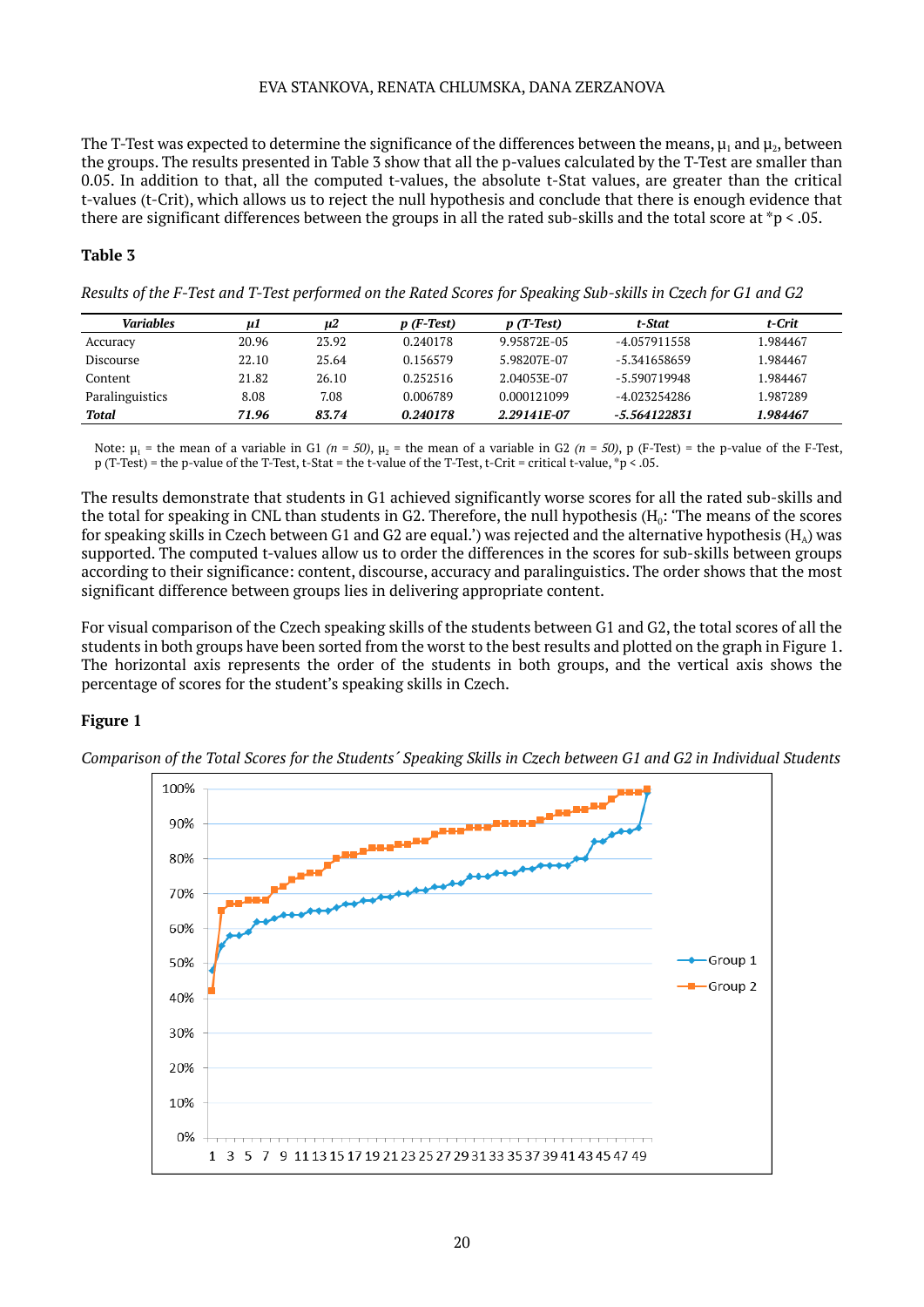The T-Test was expected to determine the significance of the differences between the means, $\mu_1$ and $\mu_2$, between the groups. The results presented in Table 3 show that all the p-values calculated by the T-Test are smaller than 0.05. In addition to that, all the computed t-values, the absolute t-Stat values, are greater than the critical t-values (t-Crit), which allows us to reject the null hypothesis and conclude that there is enough evidence that there are significant differences between the groups in all the rated sub-skills and the total score at *p < .05.

**Table 3**

*Results of the F-Test and T-Test performed on the Rated Scores for Speaking Sub-skills in Czech for G1 and G2*

| *Variables* | *μ1* | *μ2* | *p (F-Test)* | *p (T-Test)* | *t-Stat* | *t-Crit* |
|---|---|---|---|---|---|---|
| Accuracy | 20.96 | 23.92 | 0.240178 | 9.95872E-05 | -4.057911558 | 1.984467 |
| Discourse | 22.10 | 25.64 | 0.156579 | 5.98207E-07 | -5.341658659 | 1.984467 |
| Content | 21.82 | 26.10 | 0.252516 | 2.04053E-07 | -5.590719948 | 1.984467 |
| Paralinguistics | 8.08 | 7.08 | 0.006789 | 0.000121099 | -4.023254286 | 1.987289 |
| ***Total*** | ***71.96*** | ***83.74*** | ***0.240178*** | ***2.29141E-07*** | ***-5.564122831*** | ***1.984467*** |

Note: $\mu_1$ = the mean of a variable in G1 *(n = 50)*, $\mu_2$ = the mean of a variable in G2 *(n = 50)*, p (F-Test) = the p-value of the F-Test, p (T-Test) = the p-value of the T-Test, t-Stat = the t-value of the T-Test, t-Crit = critical t-value, *p < .05.

The results demonstrate that students in G1 achieved significantly worse scores for all the rated sub-skills and the total for speaking in CNL than students in G2. Therefore, the null hypothesis ($H_0$: 'The means of the scores for speaking skills in Czech between G1 and G2 are equal.') was rejected and the alternative hypothesis ($H_A$) was supported. The computed t-values allow us to order the differences in the scores for sub-skills between groups according to their significance: content, discourse, accuracy and paralinguistics. The order shows that the most significant difference between groups lies in delivering appropriate content.

For visual comparison of the Czech speaking skills of the students between G1 and G2, the total scores of all the students in both groups have been sorted from the worst to the best results and plotted on the graph in Figure 1. The horizontal axis represents the order of the students in both groups, and the vertical axis shows the percentage of scores for the student's speaking skills in Czech.

**Figure 1**

*Comparison of the Total Scores for the Students´ Speaking Skills in Czech between G1 and G2 in Individual Students*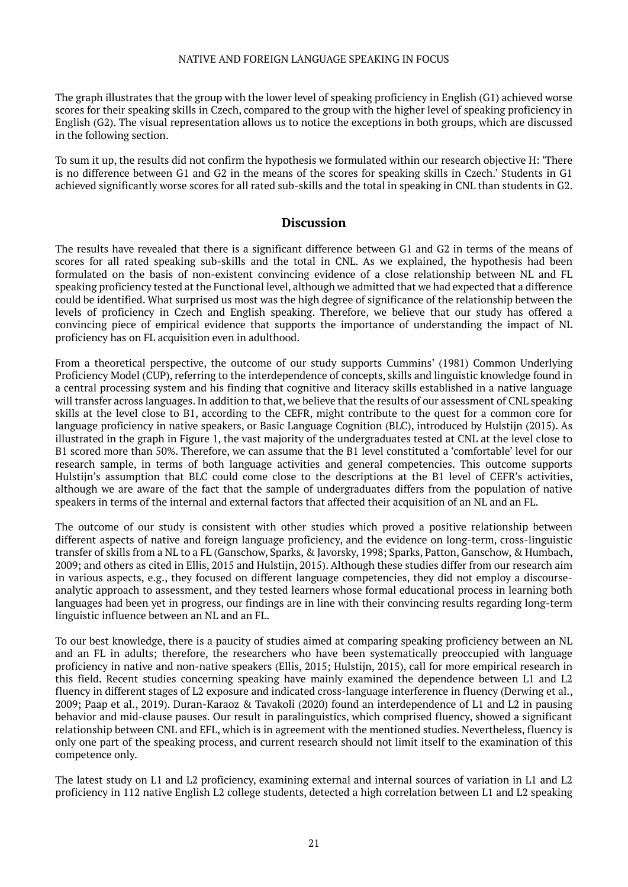The graph illustrates that the group with the lower level of speaking proficiency in English (G1) achieved worse scores for their speaking skills in Czech, compared to the group with the higher level of speaking proficiency in English (G2). The visual representation allows us to notice the exceptions in both groups, which are discussed in the following section.

To sum it up, the results did not confirm the hypothesis we formulated within our research objective H: 'There is no difference between G1 and G2 in the means of the scores for speaking skills in Czech.' Students in G1 achieved significantly worse scores for all rated sub-skills and the total in speaking in CNL than students in G2.

## Discussion

The results have revealed that there is a significant difference between G1 and G2 in terms of the means of scores for all rated speaking sub-skills and the total in CNL. As we explained, the hypothesis had been formulated on the basis of non-existent convincing evidence of a close relationship between NL and FL speaking proficiency tested at the Functional level, although we admitted that we had expected that a difference could be identified. What surprised us most was the high degree of significance of the relationship between the levels of proficiency in Czech and English speaking. Therefore, we believe that our study has offered a convincing piece of empirical evidence that supports the importance of understanding the impact of NL proficiency has on FL acquisition even in adulthood.

From a theoretical perspective, the outcome of our study supports Cummins' (1981) Common Underlying Proficiency Model (CUP), referring to the interdependence of concepts, skills and linguistic knowledge found in a central processing system and his finding that cognitive and literacy skills established in a native language will transfer across languages. In addition to that, we believe that the results of our assessment of CNL speaking skills at the level close to B1, according to the CEFR, might contribute to the quest for a common core for language proficiency in native speakers, or Basic Language Cognition (BLC), introduced by Hulstijn (2015). As illustrated in the graph in Figure 1, the vast majority of the undergraduates tested at CNL at the level close to B1 scored more than 50%. Therefore, we can assume that the B1 level constituted a 'comfortable' level for our research sample, in terms of both language activities and general competencies. This outcome supports Hulstijn's assumption that BLC could come close to the descriptions at the B1 level of CEFR's activities, although we are aware of the fact that the sample of undergraduates differs from the population of native speakers in terms of the internal and external factors that affected their acquisition of an NL and an FL.

The outcome of our study is consistent with other studies which proved a positive relationship between different aspects of native and foreign language proficiency, and the evidence on long-term, cross-linguistic transfer of skills from a NL to a FL (Ganschow, Sparks, & Javorsky, 1998; Sparks, Patton, Ganschow, & Humbach, 2009; and others as cited in Ellis, 2015 and Hulstijn, 2015). Although these studies differ from our research aim in various aspects, e.g., they focused on different language competencies, they did not employ a discourse-analytic approach to assessment, and they tested learners whose formal educational process in learning both languages had been yet in progress, our findings are in line with their convincing results regarding long-term linguistic influence between an NL and an FL.

To our best knowledge, there is a paucity of studies aimed at comparing speaking proficiency between an NL and an FL in adults; therefore, the researchers who have been systematically preoccupied with language proficiency in native and non-native speakers (Ellis, 2015; Hulstijn, 2015), call for more empirical research in this field. Recent studies concerning speaking have mainly examined the dependence between L1 and L2 fluency in different stages of L2 exposure and indicated cross-language interference in fluency (Derwing et al., 2009; Paap et al., 2019). Duran-Karaoz & Tavakoli (2020) found an interdependence of L1 and L2 in pausing behavior and mid-clause pauses. Our result in paralinguistics, which comprised fluency, showed a significant relationship between CNL and EFL, which is in agreement with the mentioned studies. Nevertheless, fluency is only one part of the speaking process, and current research should not limit itself to the examination of this competence only.

The latest study on L1 and L2 proficiency, examining external and internal sources of variation in L1 and L2 proficiency in 112 native English L2 college students, detected a high correlation between L1 and L2 speaking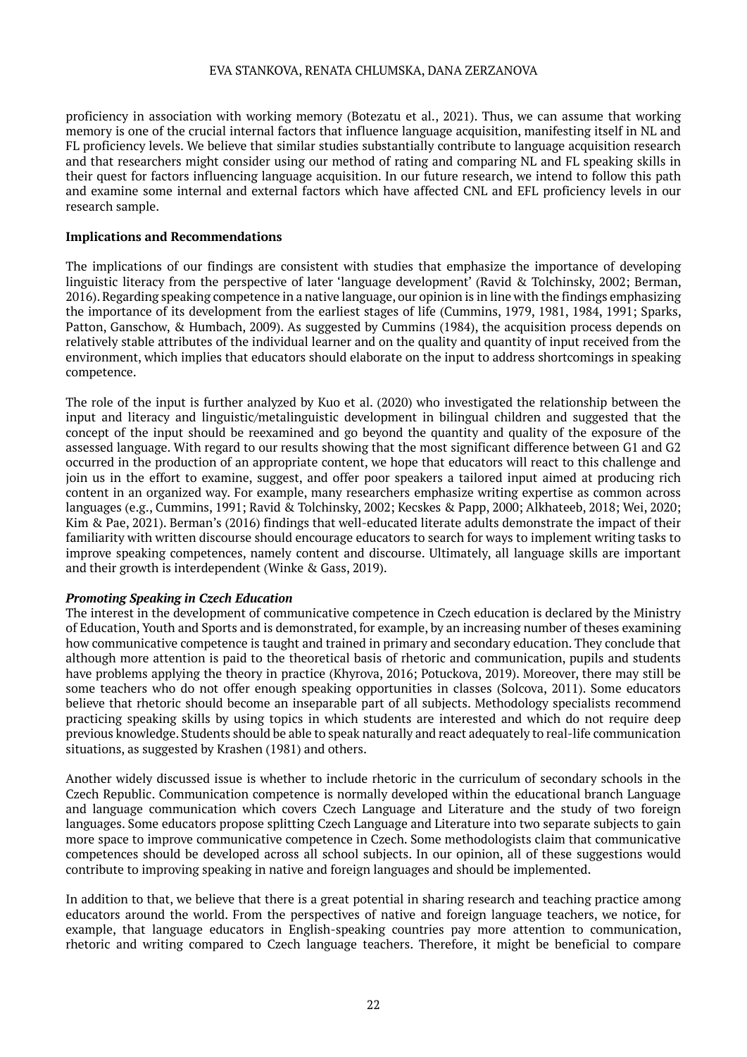proficiency in association with working memory (Botezatu et al., 2021). Thus, we can assume that working memory is one of the crucial internal factors that influence language acquisition, manifesting itself in NL and FL proficiency levels. We believe that similar studies substantially contribute to language acquisition research and that researchers might consider using our method of rating and comparing NL and FL speaking skills in their quest for factors influencing language acquisition. In our future research, we intend to follow this path and examine some internal and external factors which have affected CNL and EFL proficiency levels in our research sample.

## Implications and Recommendations

The implications of our findings are consistent with studies that emphasize the importance of developing linguistic literacy from the perspective of later 'language development' (Ravid & Tolchinsky, 2002; Berman, 2016). Regarding speaking competence in a native language, our opinion is in line with the findings emphasizing the importance of its development from the earliest stages of life (Cummins, 1979, 1981, 1984, 1991; Sparks, Patton, Ganschow, & Humbach, 2009). As suggested by Cummins (1984), the acquisition process depends on relatively stable attributes of the individual learner and on the quality and quantity of input received from the environment, which implies that educators should elaborate on the input to address shortcomings in speaking competence.

The role of the input is further analyzed by Kuo et al. (2020) who investigated the relationship between the input and literacy and linguistic/metalinguistic development in bilingual children and suggested that the concept of the input should be reexamined and go beyond the quantity and quality of the exposure of the assessed language. With regard to our results showing that the most significant difference between G1 and G2 occurred in the production of an appropriate content, we hope that educators will react to this challenge and join us in the effort to examine, suggest, and offer poor speakers a tailored input aimed at producing rich content in an organized way. For example, many researchers emphasize writing expertise as common across languages (e.g., Cummins, 1991; Ravid & Tolchinsky, 2002; Kecskes & Papp, 2000; Alkhateeb, 2018; Wei, 2020; Kim & Pae, 2021). Berman's (2016) findings that well-educated literate adults demonstrate the impact of their familiarity with written discourse should encourage educators to search for ways to implement writing tasks to improve speaking competences, namely content and discourse. Ultimately, all language skills are important and their growth is interdependent (Winke & Gass, 2019).

### *Promoting Speaking in Czech Education*

The interest in the development of communicative competence in Czech education is declared by the Ministry of Education, Youth and Sports and is demonstrated, for example, by an increasing number of theses examining how communicative competence is taught and trained in primary and secondary education. They conclude that although more attention is paid to the theoretical basis of rhetoric and communication, pupils and students have problems applying the theory in practice (Khyrova, 2016; Potuckova, 2019). Moreover, there may still be some teachers who do not offer enough speaking opportunities in classes (Solcova, 2011). Some educators believe that rhetoric should become an inseparable part of all subjects. Methodology specialists recommend practicing speaking skills by using topics in which students are interested and which do not require deep previous knowledge. Students should be able to speak naturally and react adequately to real-life communication situations, as suggested by Krashen (1981) and others.

Another widely discussed issue is whether to include rhetoric in the curriculum of secondary schools in the Czech Republic. Communication competence is normally developed within the educational branch Language and language communication which covers Czech Language and Literature and the study of two foreign languages. Some educators propose splitting Czech Language and Literature into two separate subjects to gain more space to improve communicative competence in Czech. Some methodologists claim that communicative competences should be developed across all school subjects. In our opinion, all of these suggestions would contribute to improving speaking in native and foreign languages and should be implemented.

In addition to that, we believe that there is a great potential in sharing research and teaching practice among educators around the world. From the perspectives of native and foreign language teachers, we notice, for example, that language educators in English-speaking countries pay more attention to communication, rhetoric and writing compared to Czech language teachers. Therefore, it might be beneficial to compare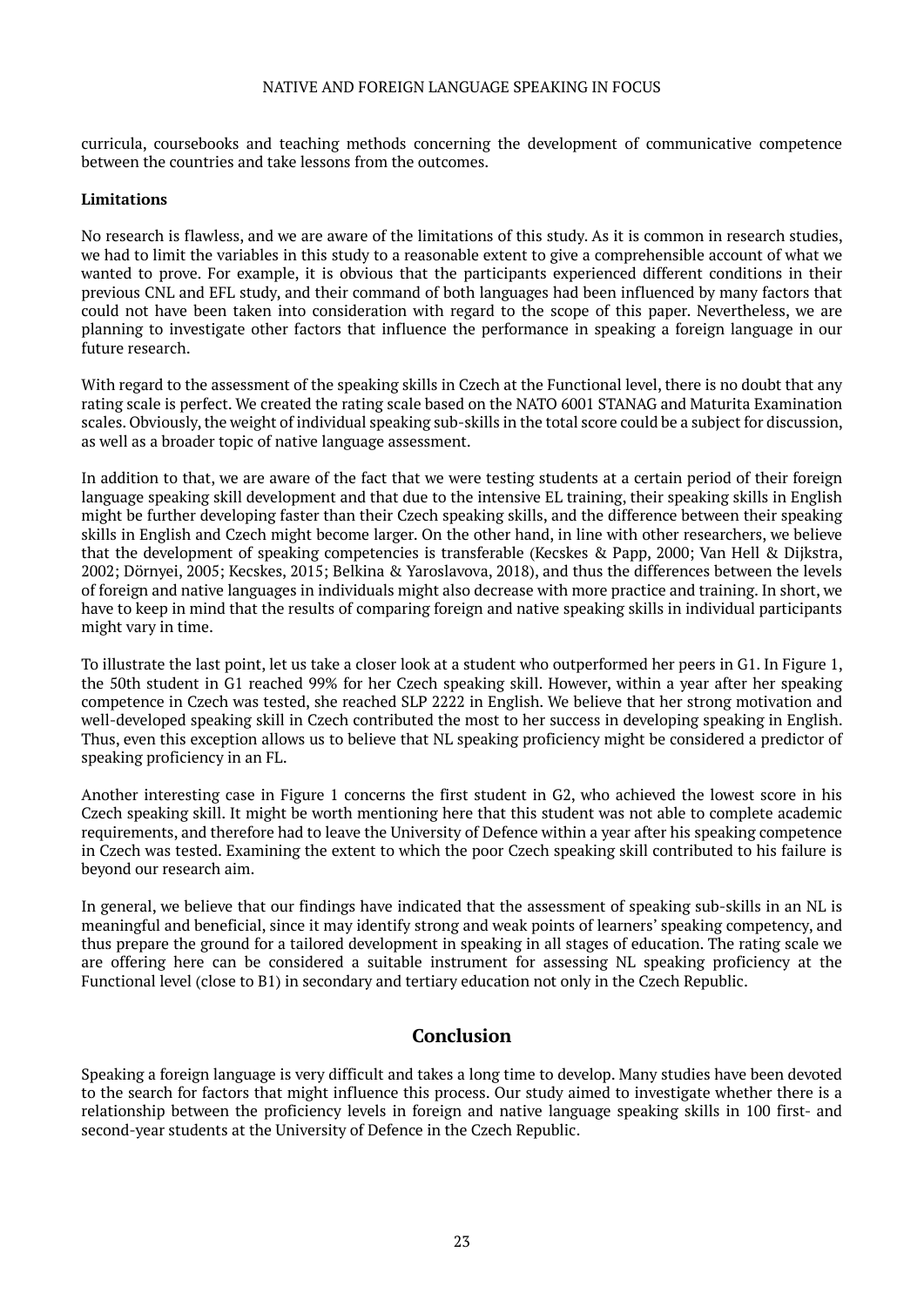curricula, coursebooks and teaching methods concerning the development of communicative competence between the countries and take lessons from the outcomes.

**Limitations**

No research is flawless, and we are aware of the limitations of this study. As it is common in research studies, we had to limit the variables in this study to a reasonable extent to give a comprehensible account of what we wanted to prove. For example, it is obvious that the participants experienced different conditions in their previous CNL and EFL study, and their command of both languages had been influenced by many factors that could not have been taken into consideration with regard to the scope of this paper. Nevertheless, we are planning to investigate other factors that influence the performance in speaking a foreign language in our future research.

With regard to the assessment of the speaking skills in Czech at the Functional level, there is no doubt that any rating scale is perfect. We created the rating scale based on the NATO 6001 STANAG and Maturita Examination scales. Obviously, the weight of individual speaking sub-skills in the total score could be a subject for discussion, as well as a broader topic of native language assessment.

In addition to that, we are aware of the fact that we were testing students at a certain period of their foreign language speaking skill development and that due to the intensive EL training, their speaking skills in English might be further developing faster than their Czech speaking skills, and the difference between their speaking skills in English and Czech might become larger. On the other hand, in line with other researchers, we believe that the development of speaking competencies is transferable (Kecskes & Papp, 2000; Van Hell & Dijkstra, 2002; Dörnyei, 2005; Kecskes, 2015; Belkina & Yaroslavova, 2018), and thus the differences between the levels of foreign and native languages in individuals might also decrease with more practice and training. In short, we have to keep in mind that the results of comparing foreign and native speaking skills in individual participants might vary in time.

To illustrate the last point, let us take a closer look at a student who outperformed her peers in G1. In Figure 1, the 50th student in G1 reached 99% for her Czech speaking skill. However, within a year after her speaking competence in Czech was tested, she reached SLP 2222 in English. We believe that her strong motivation and well-developed speaking skill in Czech contributed the most to her success in developing speaking in English. Thus, even this exception allows us to believe that NL speaking proficiency might be considered a predictor of speaking proficiency in an FL.

Another interesting case in Figure 1 concerns the first student in G2, who achieved the lowest score in his Czech speaking skill. It might be worth mentioning here that this student was not able to complete academic requirements, and therefore had to leave the University of Defence within a year after his speaking competence in Czech was tested. Examining the extent to which the poor Czech speaking skill contributed to his failure is beyond our research aim.

In general, we believe that our findings have indicated that the assessment of speaking sub-skills in an NL is meaningful and beneficial, since it may identify strong and weak points of learners' speaking competency, and thus prepare the ground for a tailored development in speaking in all stages of education. The rating scale we are offering here can be considered a suitable instrument for assessing NL speaking proficiency at the Functional level (close to B1) in secondary and tertiary education not only in the Czech Republic.

## Conclusion

Speaking a foreign language is very difficult and takes a long time to develop. Many studies have been devoted to the search for factors that might influence this process. Our study aimed to investigate whether there is a relationship between the proficiency levels in foreign and native language speaking skills in 100 first- and second-year students at the University of Defence in the Czech Republic.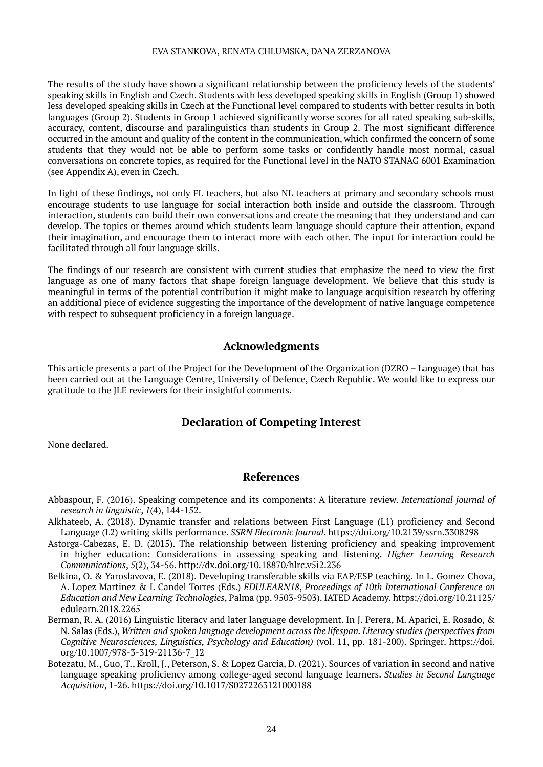The results of the study have shown a significant relationship between the proficiency levels of the students' speaking skills in English and Czech. Students with less developed speaking skills in English (Group 1) showed less developed speaking skills in Czech at the Functional level compared to students with better results in both languages (Group 2). Students in Group 1 achieved significantly worse scores for all rated speaking sub-skills, accuracy, content, discourse and paralinguistics than students in Group 2. The most significant difference occurred in the amount and quality of the content in the communication, which confirmed the concern of some students that they would not be able to perform some tasks or confidently handle most normal, casual conversations on concrete topics, as required for the Functional level in the NATO STANAG 6001 Examination (see Appendix A), even in Czech.

In light of these findings, not only FL teachers, but also NL teachers at primary and secondary schools must encourage students to use language for social interaction both inside and outside the classroom. Through interaction, students can build their own conversations and create the meaning that they understand and can develop. The topics or themes around which students learn language should capture their attention, expand their imagination, and encourage them to interact more with each other. The input for interaction could be facilitated through all four language skills.

The findings of our research are consistent with current studies that emphasize the need to view the first language as one of many factors that shape foreign language development. We believe that this study is meaningful in terms of the potential contribution it might make to language acquisition research by offering an additional piece of evidence suggesting the importance of the development of native language competence with respect to subsequent proficiency in a foreign language.

## Acknowledgments

This article presents a part of the Project for the Development of the Organization (DZRO – Language) that has been carried out at the Language Centre, University of Defence, Czech Republic. We would like to express our gratitude to the JLE reviewers for their insightful comments.

## Declaration of Competing Interest

None declared.

## References

Abbaspour, F. (2016). Speaking competence and its components: A literature review. *International journal of research in linguistic*, *1*(4), 144-152.

Alkhateeb, A. (2018). Dynamic transfer and relations between First Language (L1) proficiency and Second Language (L2) writing skills performance. *SSRN Electronic Journal*. https://doi.org/10.2139/ssrn.3308298

Astorga-Cabezas, E. D. (2015). The relationship between listening proficiency and speaking improvement in higher education: Considerations in assessing speaking and listening. *Higher Learning Research Communications*, *5*(2), 34-56. http://dx.doi.org/10.18870/hlrc.v5i2.236

Belkina, O. & Yaroslavova, E. (2018). Developing transferable skills via EAP/ESP teaching. In L. Gomez Chova, A. Lopez Martinez & I. Candel Torres (Eds.) *EDULEARN18*, *Proceedings of 10th International Conference on Education and New Learning Technologies*, Palma (pp. 9503-9503). IATED Academy. https://doi.org/10.21125/edulearn.2018.2265

Berman, R. A. (2016) Linguistic literacy and later language development. In J. Perera, M. Aparici, E. Rosado, & N. Salas (Eds.), *Written and spoken language development across the lifespan. Literacy studies (perspectives from Cognitive Neurosciences, Linguistics, Psychology and Education)* (vol. 11, pp. 181-200). Springer. https://doi.org/10.1007/978-3-319-21136-7_12

Botezatu, M., Guo, T., Kroll, J., Peterson, S. & Lopez Garcia, D. (2021). Sources of variation in second and native language speaking proficiency among college-aged second language learners. *Studies in Second Language Acquisition*, 1-26. https://doi.org/10.1017/S0272263121000188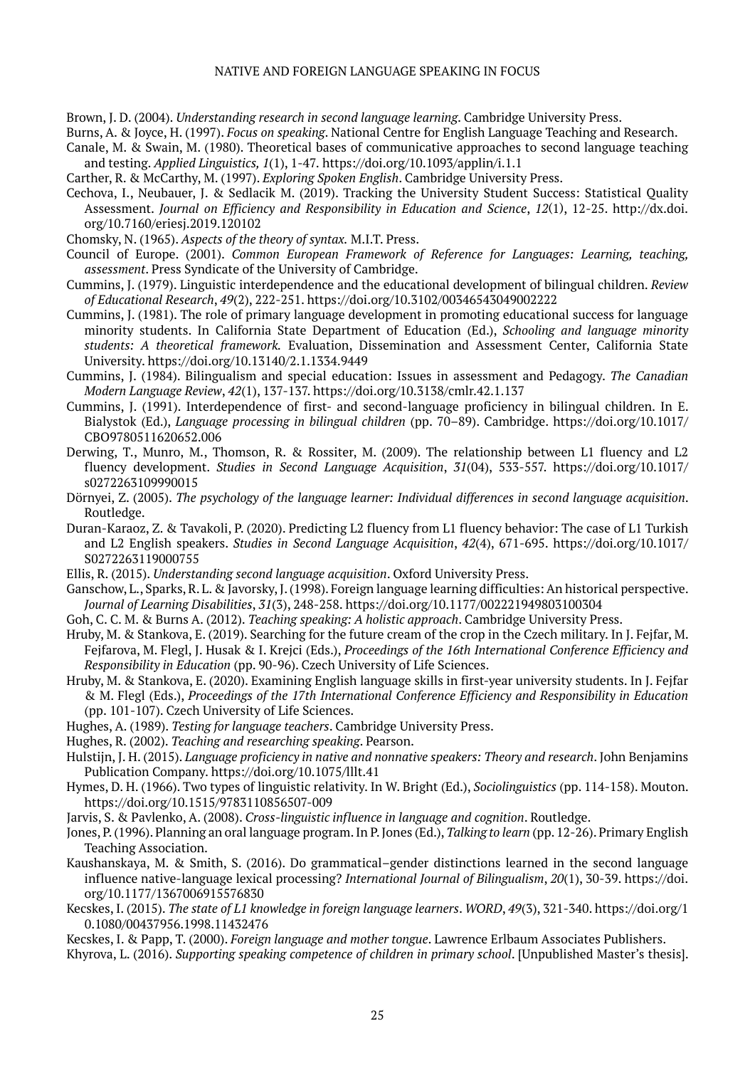Brown, J. D. (2004). *Understanding research in second language learning*. Cambridge University Press.

Burns, A. & Joyce, H. (1997). *Focus on speaking*. National Centre for English Language Teaching and Research.

Canale, M. & Swain, M. (1980). Theoretical bases of communicative approaches to second language teaching and testing. *Applied Linguistics, 1*(1), 1-47. https://doi.org/10.1093/applin/i.1.1

Carther, R. & McCarthy, M. (1997). *Exploring Spoken English*. Cambridge University Press.

Cechova, I., Neubauer, J. & Sedlacik M. (2019). Tracking the University Student Success: Statistical Quality Assessment. *Journal on Efficiency and Responsibility in Education and Science*, *12*(1), 12-25. http://dx.doi.org/10.7160/eriesj.2019.120102

Chomsky, N. (1965). *Aspects of the theory of syntax.* M.I.T. Press.

Council of Europe. (2001). *Common European Framework of Reference for Languages: Learning, teaching, assessment*. Press Syndicate of the University of Cambridge.

Cummins, J. (1979). Linguistic interdependence and the educational development of bilingual children. *Review of Educational Research*, *49*(2), 222-251. https://doi.org/10.3102/00346543049002222

Cummins, J. (1981). The role of primary language development in promoting educational success for language minority students. In California State Department of Education (Ed.), *Schooling and language minority students: A theoretical framework.* Evaluation, Dissemination and Assessment Center, California State University. https://doi.org/10.13140/2.1.1334.9449

Cummins, J. (1984). Bilingualism and special education: Issues in assessment and Pedagogy. *The Canadian Modern Language Review*, *42*(1), 137-137. https://doi.org/10.3138/cmlr.42.1.137

Cummins, J. (1991). Interdependence of first- and second-language proficiency in bilingual children. In E. Bialystok (Ed.), *Language processing in bilingual children* (pp. 70–89). Cambridge. https://doi.org/10.1017/CBO9780511620652.006

Derwing, T., Munro, M., Thomson, R. & Rossiter, M. (2009). The relationship between L1 fluency and L2 fluency development. *Studies in Second Language Acquisition*, *31*(04), 533-557. https://doi.org/10.1017/s0272263109990015

Dörnyei, Z. (2005). *The psychology of the language learner: Individual differences in second language acquisition*. Routledge.

Duran-Karaoz, Z. & Tavakoli, P. (2020). Predicting L2 fluency from L1 fluency behavior: The case of L1 Turkish and L2 English speakers. *Studies in Second Language Acquisition*, *42*(4), 671-695. https://doi.org/10.1017/S0272263119000755

Ellis, R. (2015). *Understanding second language acquisition*. Oxford University Press.

Ganschow, L., Sparks, R. L. & Javorsky, J. (1998). Foreign language learning difficulties: An historical perspective. *Journal of Learning Disabilities*, *31*(3), 248-258. https://doi.org/10.1177/002221949803100304

Goh, C. C. M. & Burns A. (2012). *Teaching speaking: A holistic approach*. Cambridge University Press.

Hruby, M. & Stankova, E. (2019). Searching for the future cream of the crop in the Czech military. In J. Fejfar, M. Fejfarova, M. Flegl, J. Husak & I. Krejci (Eds.), *Proceedings of the 16th International Conference Efficiency and Responsibility in Education* (pp. 90-96). Czech University of Life Sciences.

Hruby, M. & Stankova, E. (2020). Examining English language skills in first-year university students. In J. Fejfar & M. Flegl (Eds.), *Proceedings of the 17th International Conference Efficiency and Responsibility in Education* (pp. 101-107). Czech University of Life Sciences.

Hughes, A. (1989). *Testing for language teachers*. Cambridge University Press.

Hughes, R. (2002). *Teaching and researching speaking*. Pearson.

Hulstijn, J. H. (2015). *Language proficiency in native and nonnative speakers: Theory and research*. John Benjamins Publication Company. https://doi.org/10.1075/lllt.41

Hymes, D. H. (1966). Two types of linguistic relativity. In W. Bright (Ed.), *Sociolinguistics* (pp. 114-158). Mouton. https://doi.org/10.1515/9783110856507-009

Jarvis, S. & Pavlenko, A. (2008). *Cross-linguistic influence in language and cognition*. Routledge.

Jones, P. (1996). Planning an oral language program. In P. Jones (Ed.), *Talking to learn* (pp. 12-26). Primary English Teaching Association.

Kaushanskaya, M. & Smith, S. (2016). Do grammatical–gender distinctions learned in the second language influence native-language lexical processing? *International Journal of Bilingualism*, *20*(1), 30-39. https://doi.org/10.1177/1367006915576830

Kecskes, I. (2015). *The state of L1 knowledge in foreign language learners*. *WORD*, *49*(3), 321-340. https://doi.org/10.1080/00437956.1998.11432476

Kecskes, I. & Papp, T. (2000). *Foreign language and mother tongue*. Lawrence Erlbaum Associates Publishers.

Khyrova, L. (2016). *Supporting speaking competence of children in primary school*. [Unpublished Master's thesis].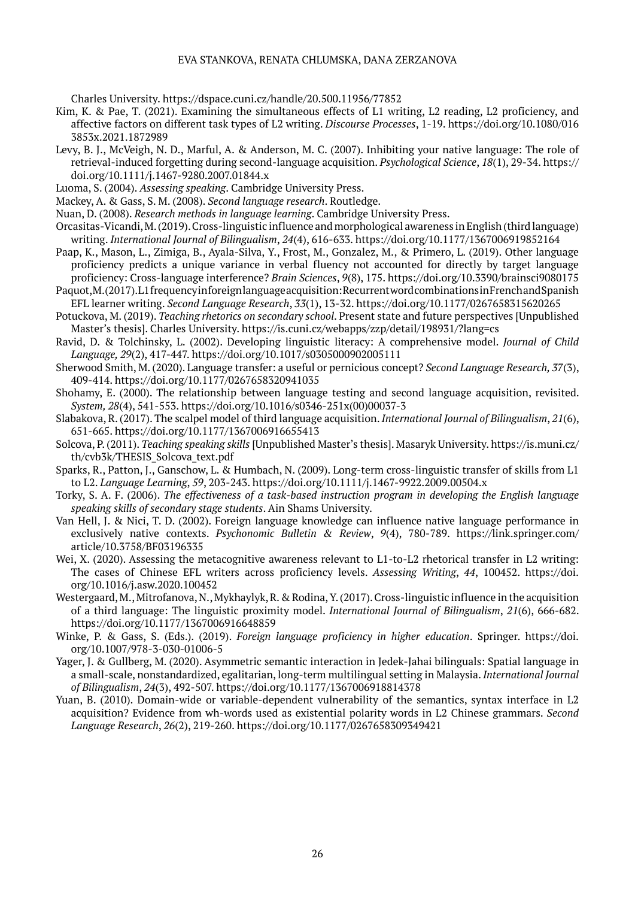Charles University. https://dspace.cuni.cz/handle/20.500.11956/77852

Kim, K. & Pae, T. (2021). Examining the simultaneous effects of L1 writing, L2 reading, L2 proficiency, and affective factors on different task types of L2 writing. *Discourse Processes*, 1-19. https://doi.org/10.1080/0163853x.2021.1872989

Levy, B. J., McVeigh, N. D., Marful, A. & Anderson, M. C. (2007). Inhibiting your native language: The role of retrieval-induced forgetting during second-language acquisition. *Psychological Science*, *18*(1), 29-34. https://doi.org/10.1111/j.1467-9280.2007.01844.x

Luoma, S. (2004). *Assessing speaking*. Cambridge University Press.

Mackey, A. & Gass, S. M. (2008). *Second language research*. Routledge.

Nuan, D. (2008). *Research methods in language learning*. Cambridge University Press.

Orcasitas-Vicandi, M. (2019). Cross-linguistic influence and morphological awareness in English (third language) writing. *International Journal of Bilingualism*, *24*(4), 616-633. https://doi.org/10.1177/1367006919852164

Paap, K., Mason, L., Zimiga, B., Ayala-Silva, Y., Frost, M., Gonzalez, M., & Primero, L. (2019). Other language proficiency predicts a unique variance in verbal fluency not accounted for directly by target language proficiency: Cross-language interference? *Brain Sciences*, *9*(8), 175. https://doi.org/10.3390/brainsci9080175

Paquot, M. (2017). L1 frequency in foreign language acquisition: Recurrent word combinations in French and Spanish EFL learner writing. *Second Language Research*, *33*(1), 13-32. https://doi.org/10.1177/0267658315620265

Potuckova, M. (2019). *Teaching rhetorics on secondary school*. Present state and future perspectives [Unpublished Master's thesis]. Charles University. https://is.cuni.cz/webapps/zzp/detail/198931/?lang=cs

Ravid, D. & Tolchinsky, L. (2002). Developing linguistic literacy: A comprehensive model. *Journal of Child Language, 29*(2), 417-447. https://doi.org/10.1017/s0305000902005111

Sherwood Smith, M. (2020). Language transfer: a useful or pernicious concept? *Second Language Research, 37*(3), 409-414. https://doi.org/10.1177/0267658320941035

Shohamy, E. (2000). The relationship between language testing and second language acquisition, revisited. *System, 28*(4), 541-553. https://doi.org/10.1016/s0346-251x(00)00037-3

Slabakova, R. (2017). The scalpel model of third language acquisition. *International Journal of Bilingualism*, *21*(6), 651-665. https://doi.org/10.1177/1367006916655413

Solcova, P. (2011). *Teaching speaking skills* [Unpublished Master's thesis]. Masaryk University. https://is.muni.cz/th/cvb3k/THESIS_Solcova_text.pdf

Sparks, R., Patton, J., Ganschow, L. & Humbach, N. (2009). Long-term cross-linguistic transfer of skills from L1 to L2. *Language Learning*, *59*, 203-243. https://doi.org/10.1111/j.1467-9922.2009.00504.x

Torky, S. A. F. (2006). *The effectiveness of a task-based instruction program in developing the English language speaking skills of secondary stage students*. Ain Shams University.

Van Hell, J. & Nici, T. D. (2002). Foreign language knowledge can influence native language performance in exclusively native contexts. *Psychonomic Bulletin & Review*, *9*(4), 780-789. https://link.springer.com/article/10.3758/BF03196335

Wei, X. (2020). Assessing the metacognitive awareness relevant to L1-to-L2 rhetorical transfer in L2 writing: The cases of Chinese EFL writers across proficiency levels. *Assessing Writing*, *44*, 100452. https://doi.org/10.1016/j.asw.2020.100452

Westergaard, M., Mitrofanova, N., Mykhaylyk, R. & Rodina, Y. (2017). Cross-linguistic influence in the acquisition of a third language: The linguistic proximity model. *International Journal of Bilingualism*, *21*(6), 666-682. https://doi.org/10.1177/1367006916648859

Winke, P. & Gass, S. (Eds.). (2019). *Foreign language proficiency in higher education*. Springer. https://doi.org/10.1007/978-3-030-01006-5

Yager, J. & Gullberg, M. (2020). Asymmetric semantic interaction in Jedek-Jahai bilinguals: Spatial language in a small-scale, nonstandardized, egalitarian, long-term multilingual setting in Malaysia. *International Journal of Bilingualism*, *24*(3), 492-507. https://doi.org/10.1177/1367006918814378

Yuan, B. (2010). Domain-wide or variable-dependent vulnerability of the semantics, syntax interface in L2 acquisition? Evidence from wh-words used as existential polarity words in L2 Chinese grammars. *Second Language Research*, *26*(2), 219-260. https://doi.org/10.1177/0267658309349421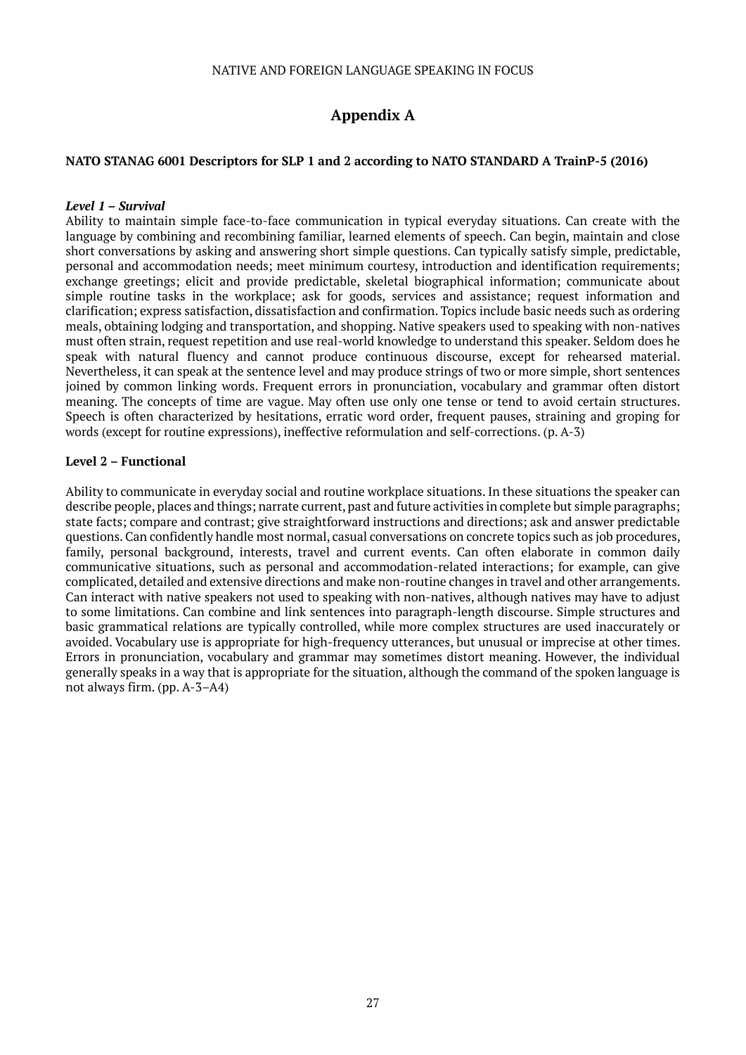## Appendix A

**NATO STANAG 6001 Descriptors for SLP 1 and 2 according to NATO STANDARD A TrainP-5 (2016)**

***Level 1 – Survival***

Ability to maintain simple face-to-face communication in typical everyday situations. Can create with the language by combining and recombining familiar, learned elements of speech. Can begin, maintain and close short conversations by asking and answering short simple questions. Can typically satisfy simple, predictable, personal and accommodation needs; meet minimum courtesy, introduction and identification requirements; exchange greetings; elicit and provide predictable, skeletal biographical information; communicate about simple routine tasks in the workplace; ask for goods, services and assistance; request information and clarification; express satisfaction, dissatisfaction and confirmation. Topics include basic needs such as ordering meals, obtaining lodging and transportation, and shopping. Native speakers used to speaking with non-natives must often strain, request repetition and use real-world knowledge to understand this speaker. Seldom does he speak with natural fluency and cannot produce continuous discourse, except for rehearsed material. Nevertheless, it can speak at the sentence level and may produce strings of two or more simple, short sentences joined by common linking words. Frequent errors in pronunciation, vocabulary and grammar often distort meaning. The concepts of time are vague. May often use only one tense or tend to avoid certain structures. Speech is often characterized by hesitations, erratic word order, frequent pauses, straining and groping for words (except for routine expressions), ineffective reformulation and self-corrections. (p. A-3)

**Level 2 – Functional**

Ability to communicate in everyday social and routine workplace situations. In these situations the speaker can describe people, places and things; narrate current, past and future activities in complete but simple paragraphs; state facts; compare and contrast; give straightforward instructions and directions; ask and answer predictable questions. Can confidently handle most normal, casual conversations on concrete topics such as job procedures, family, personal background, interests, travel and current events. Can often elaborate in common daily communicative situations, such as personal and accommodation-related interactions; for example, can give complicated, detailed and extensive directions and make non-routine changes in travel and other arrangements. Can interact with native speakers not used to speaking with non-natives, although natives may have to adjust to some limitations. Can combine and link sentences into paragraph-length discourse. Simple structures and basic grammatical relations are typically controlled, while more complex structures are used inaccurately or avoided. Vocabulary use is appropriate for high-frequency utterances, but unusual or imprecise at other times. Errors in pronunciation, vocabulary and grammar may sometimes distort meaning. However, the individual generally speaks in a way that is appropriate for the situation, although the command of the spoken language is not always firm. (pp. A-3–A4)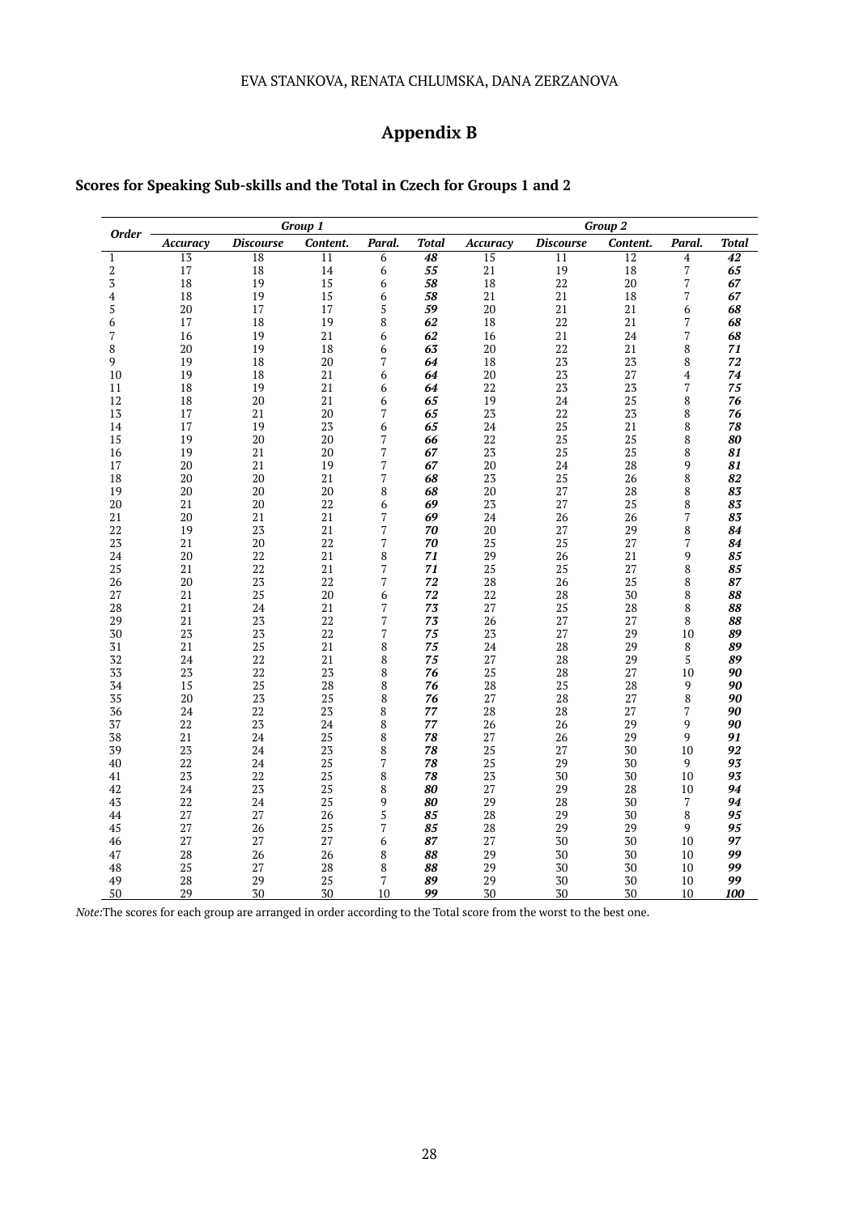# Appendix B

## Scores for Speaking Sub-skills and the Total in Czech for Groups 1 and 2

| *Order* | *Group 1* | | | | | *Group 2* | | | | |
|---|---|---|---|---|---|---|---|---|---|---|
| | *Accuracy* | *Discourse* | *Content.* | *Paral.* | *Total* | *Accuracy* | *Discourse* | *Content.* | *Paral.* | *Total* |
| 1 | 13 | 18 | 11 | 6 | ***48*** | 15 | 11 | 12 | 4 | ***42*** |
| 2 | 17 | 18 | 14 | 6 | ***55*** | 21 | 19 | 18 | 7 | ***65*** |
| 3 | 18 | 19 | 15 | 6 | ***58*** | 18 | 22 | 20 | 7 | ***67*** |
| 4 | 18 | 19 | 15 | 6 | ***58*** | 21 | 21 | 18 | 7 | ***67*** |
| 5 | 20 | 17 | 17 | 5 | ***59*** | 20 | 21 | 21 | 6 | ***68*** |
| 6 | 17 | 18 | 19 | 8 | ***62*** | 18 | 22 | 21 | 7 | ***68*** |
| 7 | 16 | 19 | 21 | 6 | ***62*** | 16 | 21 | 24 | 7 | ***68*** |
| 8 | 20 | 19 | 18 | 6 | ***63*** | 20 | 22 | 21 | 8 | ***71*** |
| 9 | 19 | 18 | 20 | 7 | ***64*** | 18 | 23 | 23 | 8 | ***72*** |
| 10 | 19 | 18 | 21 | 6 | ***64*** | 20 | 23 | 27 | 4 | ***74*** |
| 11 | 18 | 19 | 21 | 6 | ***64*** | 22 | 23 | 23 | 7 | ***75*** |
| 12 | 18 | 20 | 21 | 6 | ***65*** | 19 | 24 | 25 | 8 | ***76*** |
| 13 | 17 | 21 | 20 | 7 | ***65*** | 23 | 22 | 23 | 8 | ***76*** |
| 14 | 17 | 19 | 23 | 6 | ***65*** | 24 | 25 | 21 | 8 | ***78*** |
| 15 | 19 | 20 | 20 | 7 | ***66*** | 22 | 25 | 25 | 8 | ***80*** |
| 16 | 19 | 21 | 20 | 7 | ***67*** | 23 | 25 | 25 | 8 | ***81*** |
| 17 | 20 | 21 | 19 | 7 | ***67*** | 20 | 24 | 28 | 9 | ***81*** |
| 18 | 20 | 20 | 21 | 7 | ***68*** | 23 | 25 | 26 | 8 | ***82*** |
| 19 | 20 | 20 | 20 | 8 | ***68*** | 20 | 27 | 28 | 8 | ***83*** |
| 20 | 21 | 20 | 22 | 6 | ***69*** | 23 | 27 | 25 | 8 | ***83*** |
| 21 | 20 | 21 | 21 | 7 | ***69*** | 24 | 26 | 26 | 7 | ***83*** |
| 22 | 19 | 23 | 21 | 7 | ***70*** | 20 | 27 | 29 | 8 | ***84*** |
| 23 | 21 | 20 | 22 | 7 | ***70*** | 25 | 25 | 27 | 7 | ***84*** |
| 24 | 20 | 22 | 21 | 8 | ***71*** | 29 | 26 | 21 | 9 | ***85*** |
| 25 | 21 | 22 | 21 | 7 | ***71*** | 25 | 25 | 27 | 8 | ***85*** |
| 26 | 20 | 23 | 22 | 7 | ***72*** | 28 | 26 | 25 | 8 | ***87*** |
| 27 | 21 | 25 | 20 | 6 | ***72*** | 22 | 28 | 30 | 8 | ***88*** |
| 28 | 21 | 24 | 21 | 7 | ***73*** | 27 | 25 | 28 | 8 | ***88*** |
| 29 | 21 | 23 | 22 | 7 | ***73*** | 26 | 27 | 27 | 8 | ***88*** |
| 30 | 23 | 23 | 22 | 7 | ***75*** | 23 | 27 | 29 | 10 | ***89*** |
| 31 | 21 | 25 | 21 | 8 | ***75*** | 24 | 28 | 29 | 8 | ***89*** |
| 32 | 24 | 22 | 21 | 8 | ***75*** | 27 | 28 | 29 | 5 | ***89*** |
| 33 | 23 | 22 | 23 | 8 | ***76*** | 25 | 28 | 27 | 10 | ***90*** |
| 34 | 15 | 25 | 28 | 8 | ***76*** | 28 | 25 | 28 | 9 | ***90*** |
| 35 | 20 | 23 | 25 | 8 | ***76*** | 27 | 28 | 27 | 8 | ***90*** |
| 36 | 24 | 22 | 23 | 8 | ***77*** | 28 | 28 | 27 | 7 | ***90*** |
| 37 | 22 | 23 | 24 | 8 | ***77*** | 26 | 26 | 29 | 9 | ***90*** |
| 38 | 21 | 24 | 25 | 8 | ***78*** | 27 | 26 | 29 | 9 | ***91*** |
| 39 | 23 | 24 | 23 | 8 | ***78*** | 25 | 27 | 30 | 10 | ***92*** |
| 40 | 22 | 24 | 25 | 7 | ***78*** | 25 | 29 | 30 | 9 | ***93*** |
| 41 | 23 | 22 | 25 | 8 | ***78*** | 23 | 30 | 30 | 10 | ***93*** |
| 42 | 24 | 23 | 25 | 8 | ***80*** | 27 | 29 | 28 | 10 | ***94*** |
| 43 | 22 | 24 | 25 | 9 | ***80*** | 29 | 28 | 30 | 7 | ***94*** |
| 44 | 27 | 27 | 26 | 5 | ***85*** | 28 | 29 | 30 | 8 | ***95*** |
| 45 | 27 | 26 | 25 | 7 | ***85*** | 28 | 29 | 29 | 9 | ***95*** |
| 46 | 27 | 27 | 27 | 6 | ***87*** | 27 | 30 | 30 | 10 | ***97*** |
| 47 | 28 | 26 | 26 | 8 | ***88*** | 29 | 30 | 30 | 10 | ***99*** |
| 48 | 25 | 27 | 28 | 8 | ***88*** | 29 | 30 | 30 | 10 | ***99*** |
| 49 | 28 | 29 | 25 | 7 | ***89*** | 29 | 30 | 30 | 10 | ***99*** |
| 50 | 29 | 30 | 30 | 10 | ***99*** | 30 | 30 | 30 | 10 | ***100*** |

*Note:*The scores for each group are arranged in order according to the Total score from the worst to the best one.